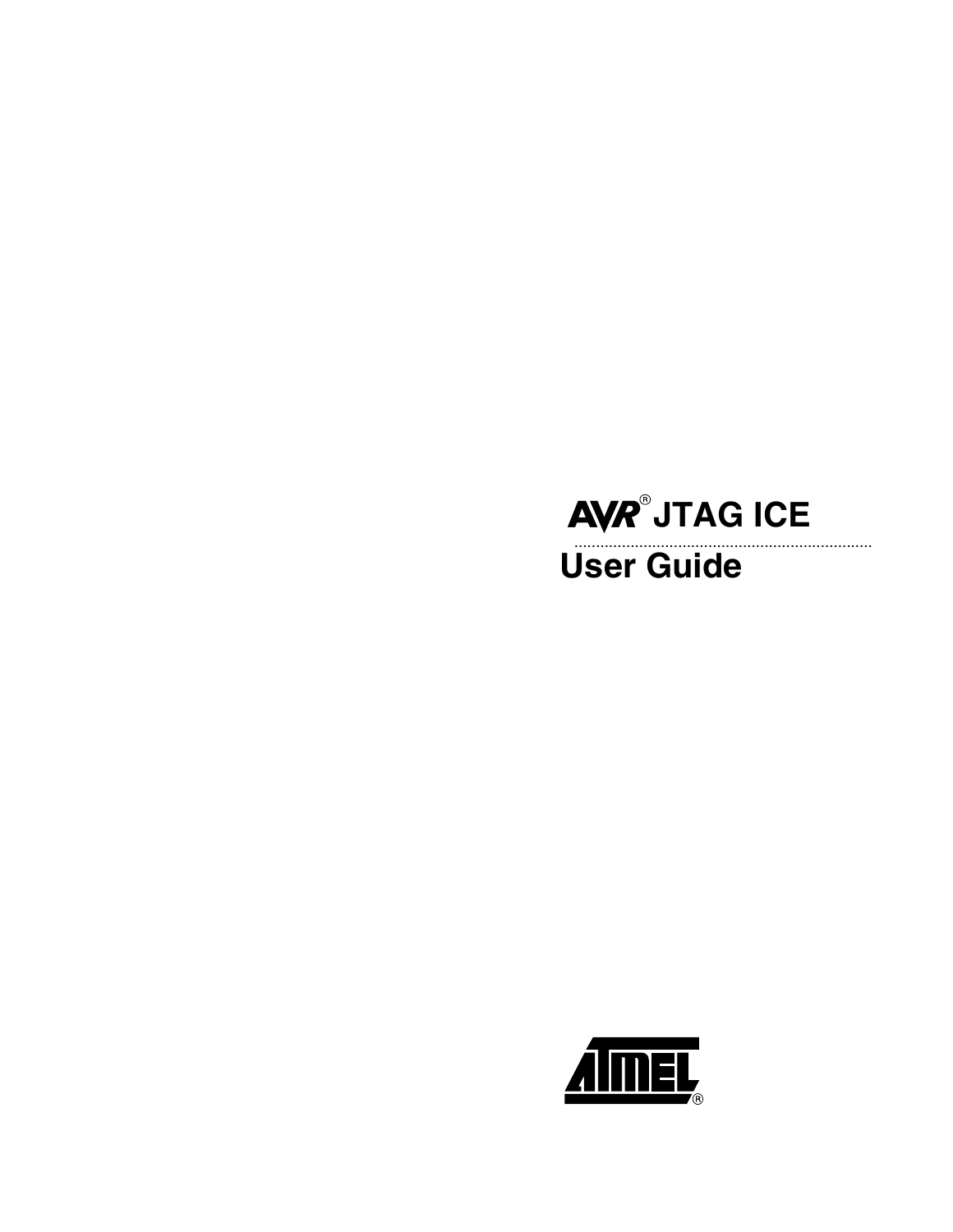# AVR® JTAG ICE

## User Guide

ATMEL®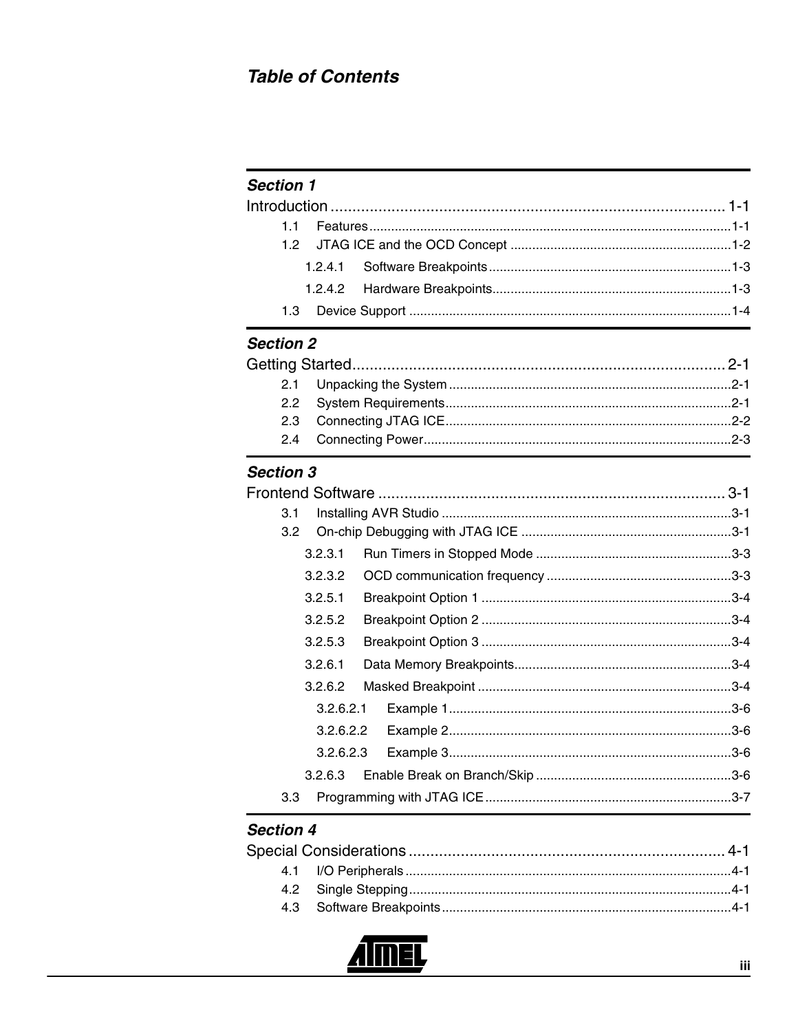# Table of Contents

## Section 1
**Introduction** ..................................................................................... 1-1

- 1.1 Features ..................................................................................... 1-1
- 1.2 JTAG ICE and the OCD Concept ............................................. 1-2
  - 1.2.4.1 Software Breakpoints ........................................................ 1-3
  - 1.2.4.2 Hardware Breakpoints ....................................................... 1-3
- 1.3 Device Support ........................................................................... 1-4

## Section 2
**Getting Started** ................................................................................. 2-1

- 2.1 Unpacking the System ................................................................ 2-1
- 2.2 System Requirements ................................................................. 2-1
- 2.3 Connecting JTAG ICE ................................................................. 2-2
- 2.4 Connecting Power ....................................................................... 2-3

## Section 3
**Frontend Software** ............................................................................ 3-1

- 3.1 Installing AVR Studio .................................................................. 3-1
- 3.2 On-chip Debugging with JTAG ICE ............................................ 3-1
  - 3.2.3.1 Run Timers in Stopped Mode ............................................ 3-3
  - 3.2.3.2 OCD communication frequency ......................................... 3-3
  - 3.2.5.1 Breakpoint Option 1 ........................................................... 3-4
  - 3.2.5.2 Breakpoint Option 2 ........................................................... 3-4
  - 3.2.5.3 Breakpoint Option 3 ........................................................... 3-4
  - 3.2.6.1 Data Memory Breakpoints .................................................. 3-4
  - 3.2.6.2 Masked Breakpoint ............................................................ 3-4
    - 3.2.6.2.1 Example 1 .................................................................... 3-6
    - 3.2.6.2.2 Example 2 .................................................................... 3-6
    - 3.2.6.2.3 Example 3 .................................................................... 3-6
  - 3.2.6.3 Enable Break on Branch/Skip ............................................. 3-6
- 3.3 Programming with JTAG ICE ...................................................... 3-7

## Section 4
**Special Considerations** ..................................................................... 4-1

- 4.1 I/O Peripherals ............................................................................ 4-1
- 4.2 Single Stepping ........................................................................... 4-1
- 4.3 Software Breakpoints .................................................................. 4-1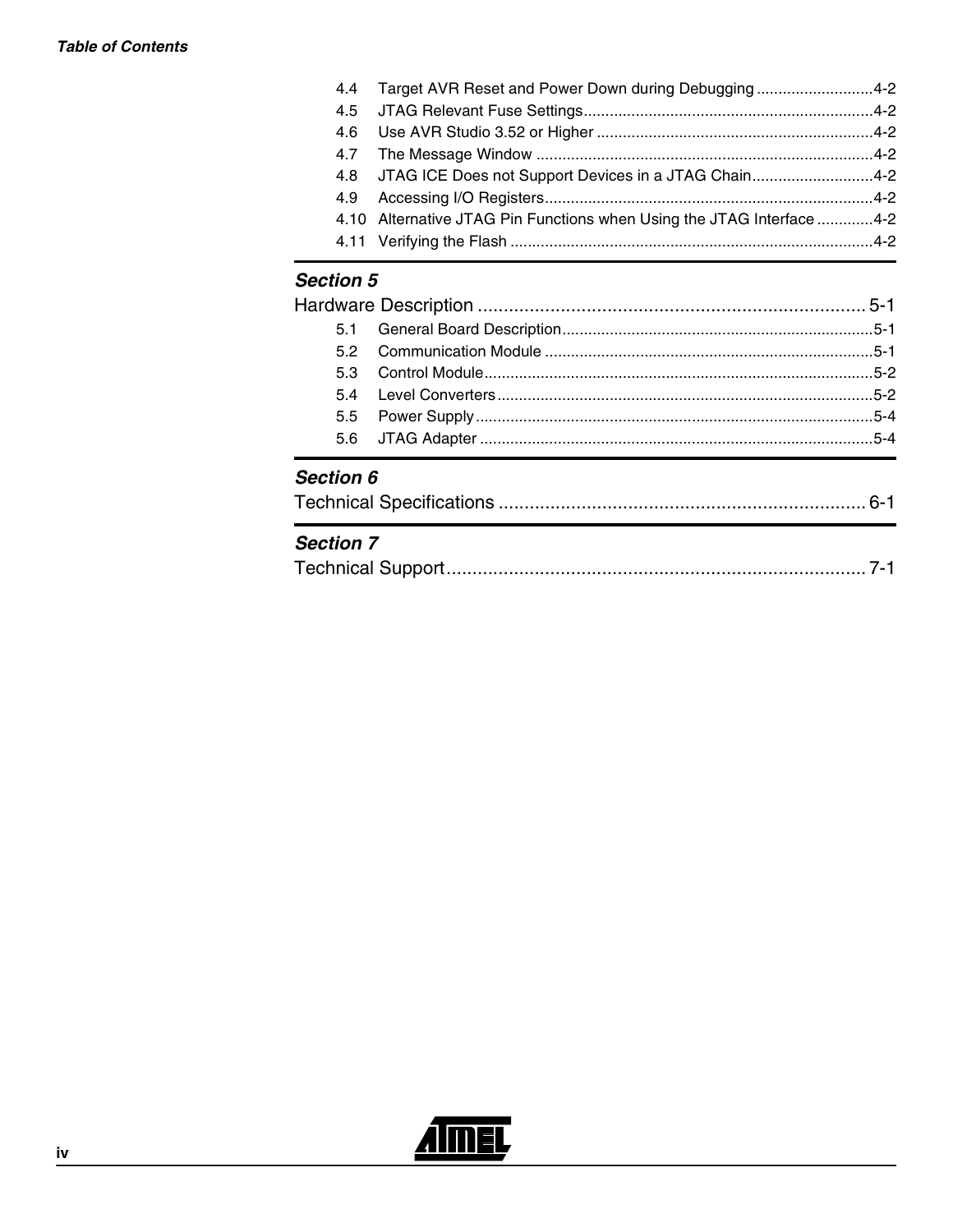4.4 Target AVR Reset and Power Down during Debugging ...........................4-2
4.5 JTAG Relevant Fuse Settings...................................................................4-2
4.6 Use AVR Studio 3.52 or Higher ................................................................4-2
4.7 The Message Window ..............................................................................4-2
4.8 JTAG ICE Does not Support Devices in a JTAG Chain............................4-2
4.9 Accessing I/O Registers............................................................................4-2
4.10 Alternative JTAG Pin Functions when Using the JTAG Interface .............4-2
4.11 Verifying the Flash ....................................................................................4-2

***Section 5***

**Hardware Description ........................................................................... 5-1**

5.1 General Board Description........................................................................5-1
5.2 Communication Module ............................................................................5-1
5.3 Control Module..........................................................................................5-2
5.4 Level Converters .......................................................................................5-2
5.5 Power Supply............................................................................................5-4
5.6 JTAG Adapter ...........................................................................................5-4

***Section 6***

**Technical Specifications ....................................................................... 6-1**

***Section 7***

**Technical Support................................................................................. 7-1**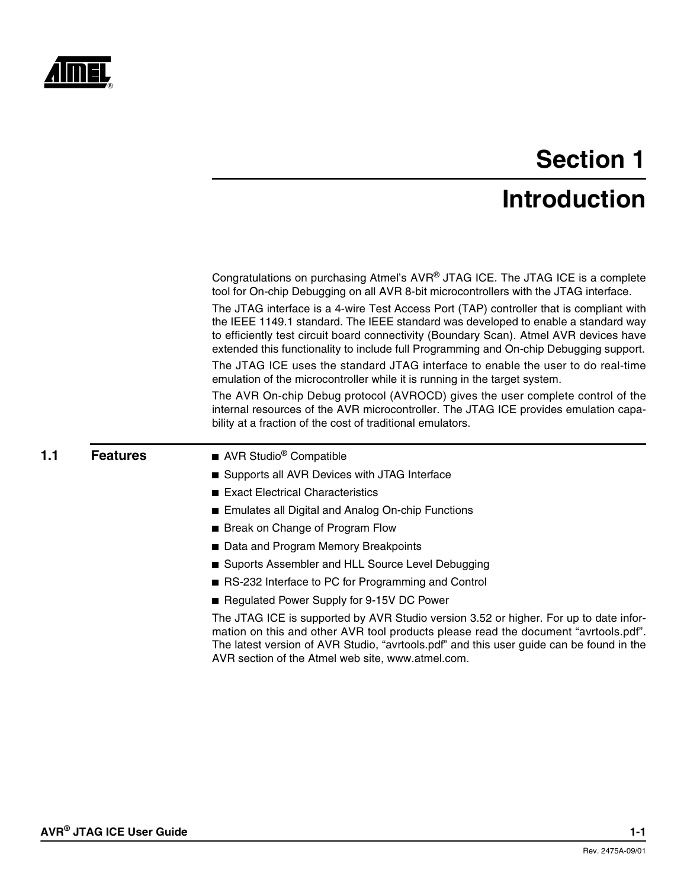# Section 1

# Introduction

Congratulations on purchasing Atmel's AVR® JTAG ICE. The JTAG ICE is a complete tool for On-chip Debugging on all AVR 8-bit microcontrollers with the JTAG interface.

The JTAG interface is a 4-wire Test Access Port (TAP) controller that is compliant with the IEEE 1149.1 standard. The IEEE standard was developed to enable a standard way to efficiently test circuit board connectivity (Boundary Scan). Atmel AVR devices have extended this functionality to include full Programming and On-chip Debugging support.

The JTAG ICE uses the standard JTAG interface to enable the user to do real-time emulation of the microcontroller while it is running in the target system.

The AVR On-chip Debug protocol (AVROCD) gives the user complete control of the internal resources of the AVR microcontroller. The JTAG ICE provides emulation capability at a fraction of the cost of traditional emulators.

## 1.1 Features

- AVR Studio® Compatible
- Supports all AVR Devices with JTAG Interface
- Exact Electrical Characteristics
- Emulates all Digital and Analog On-chip Functions
- Break on Change of Program Flow
- Data and Program Memory Breakpoints
- Suports Assembler and HLL Source Level Debugging
- RS-232 Interface to PC for Programming and Control
- Regulated Power Supply for 9-15V DC Power

The JTAG ICE is supported by AVR Studio version 3.52 or higher. For up to date information on this and other AVR tool products please read the document "avrtools.pdf". The latest version of AVR Studio, "avrtools.pdf" and this user guide can be found in the AVR section of the Atmel web site, www.atmel.com.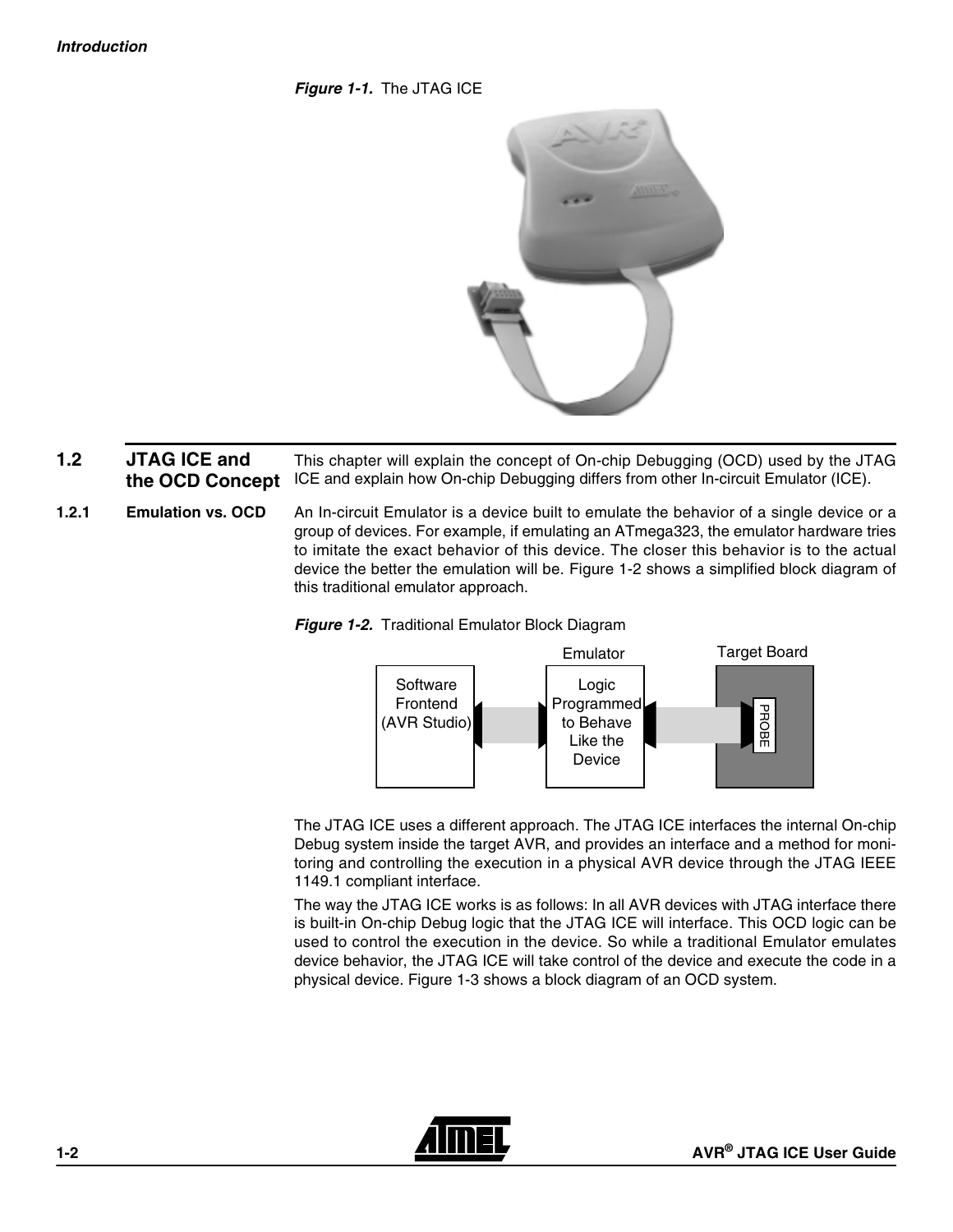*Figure 1-1.* The JTAG ICE

## 1.2 JTAG ICE and the OCD Concept

This chapter will explain the concept of On-chip Debugging (OCD) used by the JTAG ICE and explain how On-chip Debugging differs from other In-circuit Emulator (ICE).

### 1.2.1 Emulation vs. OCD

An In-circuit Emulator is a device built to emulate the behavior of a single device or a group of devices. For example, if emulating an ATmega323, the emulator hardware tries to imitate the exact behavior of this device. The closer this behavior is to the actual device the better the emulation will be. Figure 1-2 shows a simplified block diagram of this traditional emulator approach.

*Figure 1-2.* Traditional Emulator Block Diagram

The JTAG ICE uses a different approach. The JTAG ICE interfaces the internal On-chip Debug system inside the target AVR, and provides an interface and a method for monitoring and controlling the execution in a physical AVR device through the JTAG IEEE 1149.1 compliant interface.

The way the JTAG ICE works is as follows: In all AVR devices with JTAG interface there is built-in On-chip Debug logic that the JTAG ICE will interface. This OCD logic can be used to control the execution in the device. So while a traditional Emulator emulates device behavior, the JTAG ICE will take control of the device and execute the code in a physical device. Figure 1-3 shows a block diagram of an OCD system.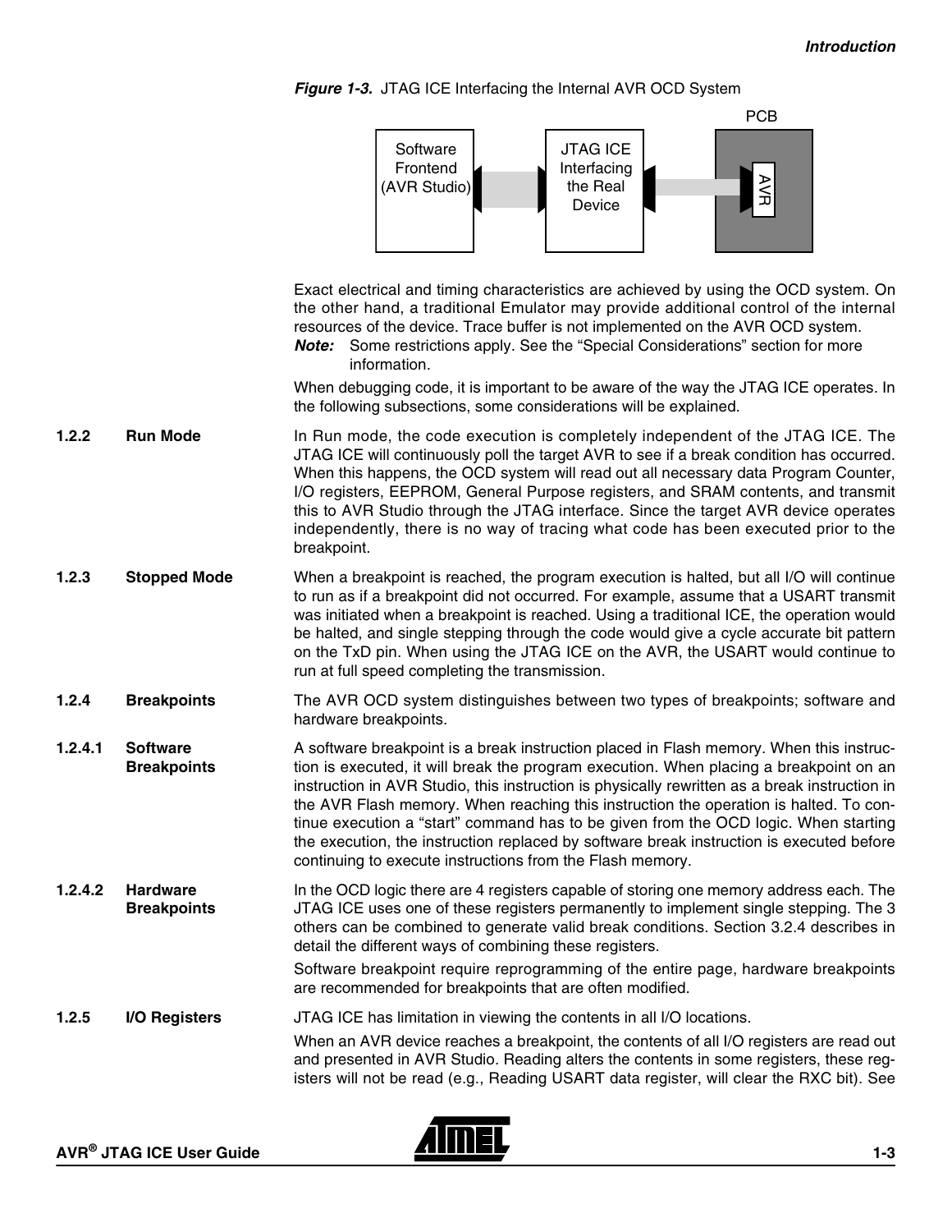*Figure 1-3.* JTAG ICE Interfacing the Internal AVR OCD System

Exact electrical and timing characteristics are achieved by using the OCD system. On the other hand, a traditional Emulator may provide additional control of the internal resources of the device. Trace buffer is not implemented on the AVR OCD system.

***Note:*** Some restrictions apply. See the “Special Considerations” section for more information.

When debugging code, it is important to be aware of the way the JTAG ICE operates. In the following subsections, some considerations will be explained.

### 1.2.2 Run Mode

In Run mode, the code execution is completely independent of the JTAG ICE. The JTAG ICE will continuously poll the target AVR to see if a break condition has occurred. When this happens, the OCD system will read out all necessary data Program Counter, I/O registers, EEPROM, General Purpose registers, and SRAM contents, and transmit this to AVR Studio through the JTAG interface. Since the target AVR device operates independently, there is no way of tracing what code has been executed prior to the breakpoint.

### 1.2.3 Stopped Mode

When a breakpoint is reached, the program execution is halted, but all I/O will continue to run as if a breakpoint did not occurred. For example, assume that a USART transmit was initiated when a breakpoint is reached. Using a traditional ICE, the operation would be halted, and single stepping through the code would give a cycle accurate bit pattern on the TxD pin. When using the JTAG ICE on the AVR, the USART would continue to run at full speed completing the transmission.

### 1.2.4 Breakpoints

The AVR OCD system distinguishes between two types of breakpoints; software and hardware breakpoints.

#### 1.2.4.1 Software Breakpoints

A software breakpoint is a break instruction placed in Flash memory. When this instruction is executed, it will break the program execution. When placing a breakpoint on an instruction in AVR Studio, this instruction is physically rewritten as a break instruction in the AVR Flash memory. When reaching this instruction the operation is halted. To continue execution a “start” command has to be given from the OCD logic. When starting the execution, the instruction replaced by software break instruction is executed before continuing to execute instructions from the Flash memory.

#### 1.2.4.2 Hardware Breakpoints

In the OCD logic there are 4 registers capable of storing one memory address each. The JTAG ICE uses one of these registers permanently to implement single stepping. The 3 others can be combined to generate valid break conditions. Section 3.2.4 describes in detail the different ways of combining these registers.

Software breakpoint require reprogramming of the entire page, hardware breakpoints are recommended for breakpoints that are often modified.

### 1.2.5 I/O Registers

JTAG ICE has limitation in viewing the contents in all I/O locations.

When an AVR device reaches a breakpoint, the contents of all I/O registers are read out and presented in AVR Studio. Reading alters the contents in some registers, these registers will not be read (e.g., Reading USART data register, will clear the RXC bit). See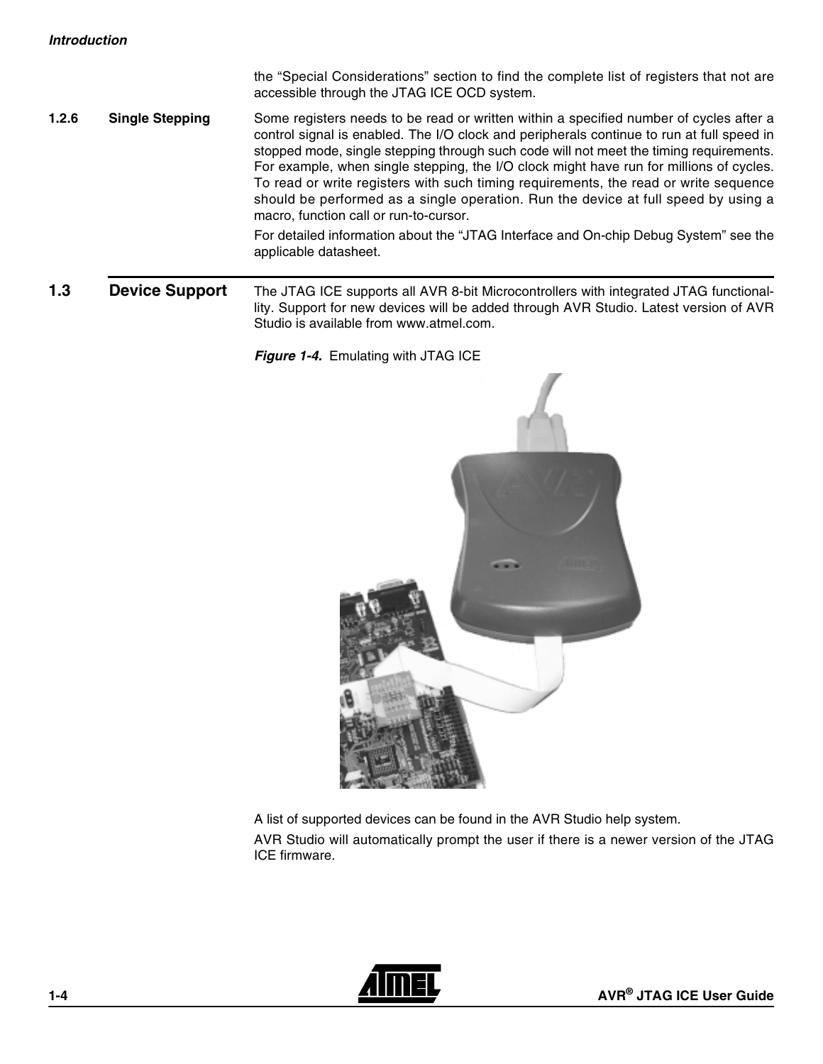the "Special Considerations" section to find the complete list of registers that not are accessible through the JTAG ICE OCD system.

### 1.2.6 Single Stepping

Some registers needs to be read or written within a specified number of cycles after a control signal is enabled. The I/O clock and peripherals continue to run at full speed in stopped mode, single stepping through such code will not meet the timing requirements. For example, when single stepping, the I/O clock might have run for millions of cycles. To read or write registers with such timing requirements, the read or write sequence should be performed as a single operation. Run the device at full speed by using a macro, function call or run-to-cursor.

For detailed information about the "JTAG Interface and On-chip Debug System" see the applicable datasheet.

## 1.3 Device Support

The JTAG ICE supports all AVR 8-bit Microcontrollers with integrated JTAG functionality. Support for new devices will be added through AVR Studio. Latest version of AVR Studio is available from www.atmel.com.

***Figure 1-4.*** Emulating with JTAG ICE

A list of supported devices can be found in the AVR Studio help system.

AVR Studio will automatically prompt the user if there is a newer version of the JTAG ICE firmware.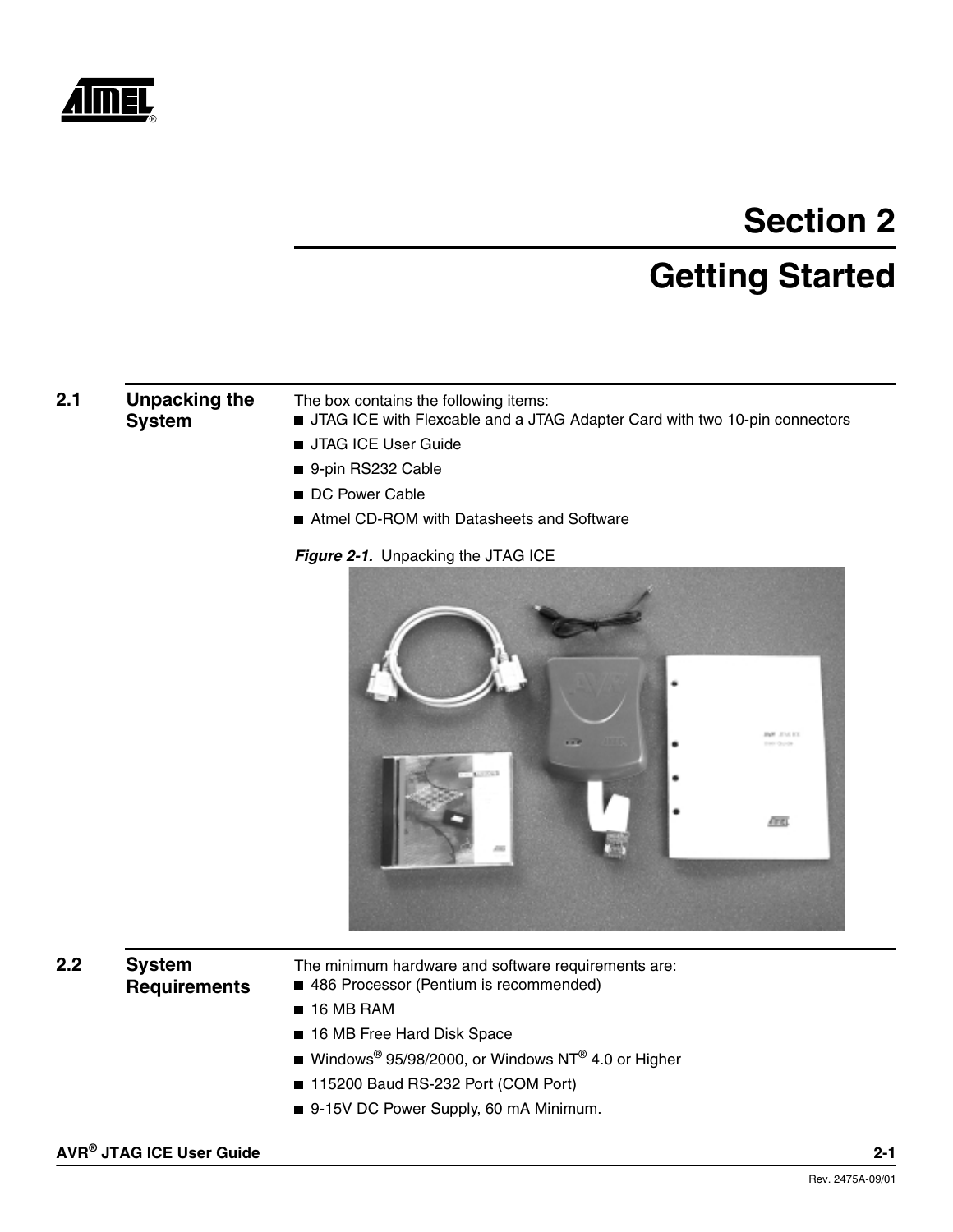# Section 2

# Getting Started

## 2.1 Unpacking the System

The box contains the following items:

- JTAG ICE with Flexcable and a JTAG Adapter Card with two 10-pin connectors
- JTAG ICE User Guide
- 9-pin RS232 Cable
- DC Power Cable
- Atmel CD-ROM with Datasheets and Software

***Figure 2-1.*** Unpacking the JTAG ICE

## 2.2 System Requirements

The minimum hardware and software requirements are:

- 486 Processor (Pentium is recommended)
- 16 MB RAM
- 16 MB Free Hard Disk Space
- Windows® 95/98/2000, or Windows NT® 4.0 or Higher
- 115200 Baud RS-232 Port (COM Port)
- 9-15V DC Power Supply, 60 mA Minimum.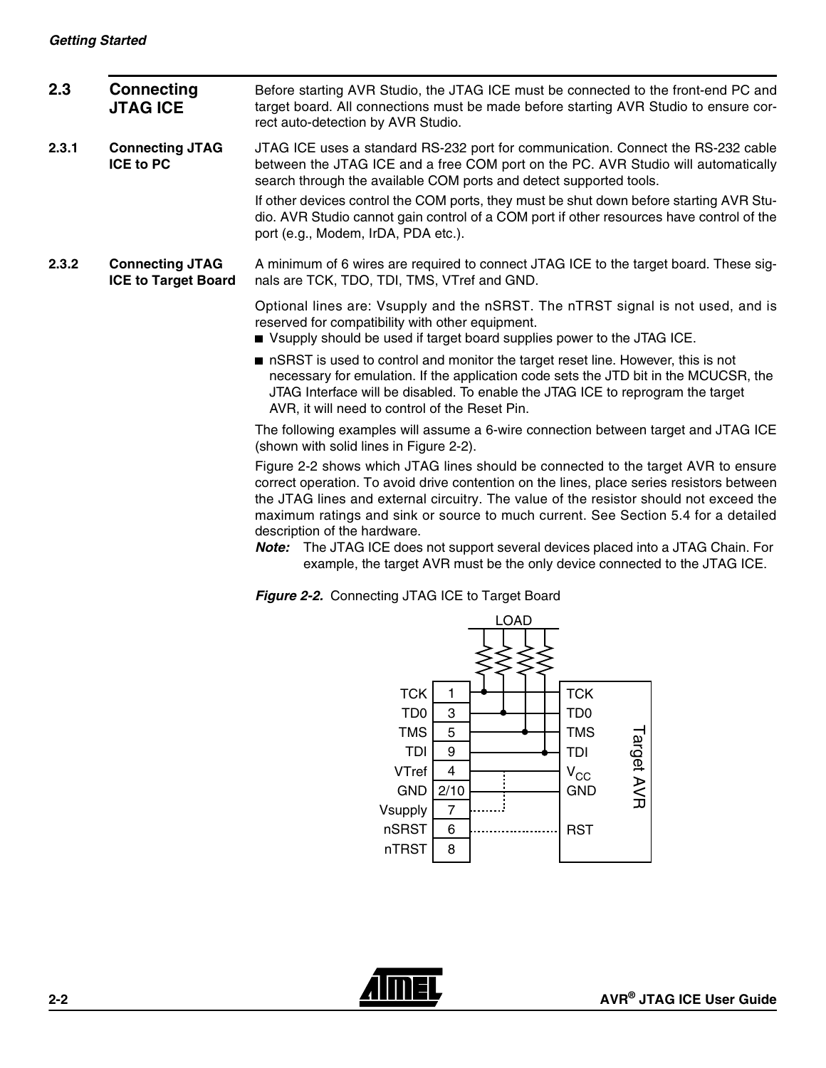## 2.3 Connecting JTAG ICE

Before starting AVR Studio, the JTAG ICE must be connected to the front-end PC and target board. All connections must be made before starting AVR Studio to ensure correct auto-detection by AVR Studio.

### 2.3.1 Connecting JTAG ICE to PC

JTAG ICE uses a standard RS-232 port for communication. Connect the RS-232 cable between the JTAG ICE and a free COM port on the PC. AVR Studio will automatically search through the available COM ports and detect supported tools.

If other devices control the COM ports, they must be shut down before starting AVR Studio. AVR Studio cannot gain control of a COM port if other resources have control of the port (e.g., Modem, IrDA, PDA etc.).

### 2.3.2 Connecting JTAG ICE to Target Board

A minimum of 6 wires are required to connect JTAG ICE to the target board. These signals are TCK, TDO, TDI, TMS, VTref and GND.

Optional lines are: Vsupply and the nSRST. The nTRST signal is not used, and is reserved for compatibility with other equipment.

- Vsupply should be used if target board supplies power to the JTAG ICE.
- nSRST is used to control and monitor the target reset line. However, this is not necessary for emulation. If the application code sets the JTD bit in the MCUCSR, the JTAG Interface will be disabled. To enable the JTAG ICE to reprogram the target AVR, it will need to control of the Reset Pin.

The following examples will assume a 6-wire connection between target and JTAG ICE (shown with solid lines in Figure 2-2).

Figure 2-2 shows which JTAG lines should be connected to the target AVR to ensure correct operation. To avoid drive contention on the lines, place series resistors between the JTAG lines and external circuitry. The value of the resistor should not exceed the maximum ratings and sink or source to much current. See Section 5.4 for a detailed description of the hardware.

***Note:*** The JTAG ICE does not support several devices placed into a JTAG Chain. For example, the target AVR must be the only device connected to the JTAG ICE.

***Figure 2-2.*** Connecting JTAG ICE to Target Board

| JTAG ICE Signal | Pin | Target AVR |
|---|---|---|
| TCK | 1 | TCK |
| TD0 | 3 | TD0 |
| TMS | 5 | TMS |
| TDI | 9 | TDI |
| VTref | 4 | $V_{CC}$ |
| GND | 2/10 | GND |
| Vsupply | 7 | |
| nSRST | 6 | RST |
| nTRST | 8 | |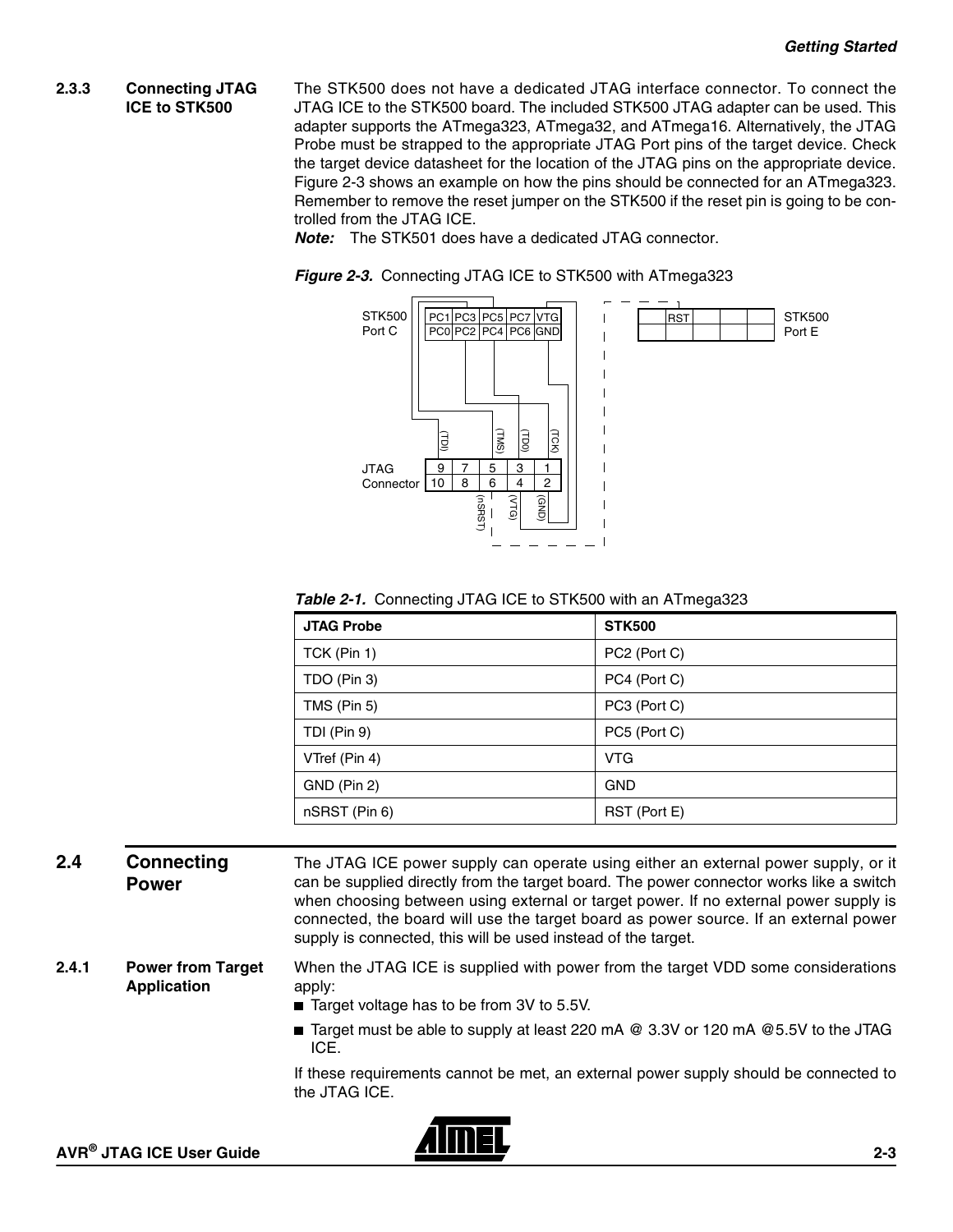### 2.3.3 Connecting JTAG ICE to STK500

The STK500 does not have a dedicated JTAG interface connector. To connect the JTAG ICE to the STK500 board. The included STK500 JTAG adapter can be used. This adapter supports the ATmega323, ATmega32, and ATmega16. Alternatively, the JTAG Probe must be strapped to the appropriate JTAG Port pins of the target device. Check the target device datasheet for the location of the JTAG pins on the appropriate device. Figure 2-3 shows an example on how the pins should be connected for an ATmega323. Remember to remove the reset jumper on the STK500 if the reset pin is going to be controlled from the JTAG ICE.

***Note:*** The STK501 does have a dedicated JTAG connector.

***Figure 2-3.*** Connecting JTAG ICE to STK500 with ATmega323

***Table 2-1.*** Connecting JTAG ICE to STK500 with an ATmega323

| JTAG Probe | STK500 |
|---|---|
| TCK (Pin 1) | PC2 (Port C) |
| TDO (Pin 3) | PC4 (Port C) |
| TMS (Pin 5) | PC3 (Port C) |
| TDI (Pin 9) | PC5 (Port C) |
| VTref (Pin 4) | VTG |
| GND (Pin 2) | GND |
| nSRST (Pin 6) | RST (Port E) |

## 2.4 Connecting Power

The JTAG ICE power supply can operate using either an external power supply, or it can be supplied directly from the target board. The power connector works like a switch when choosing between using external or target power. If no external power supply is connected, the board will use the target board as power source. If an external power supply is connected, this will be used instead of the target.

### 2.4.1 Power from Target Application

When the JTAG ICE is supplied with power from the target VDD some considerations apply:

- Target voltage has to be from 3V to 5.5V.
- Target must be able to supply at least 220 mA @ 3.3V or 120 mA @5.5V to the JTAG ICE.

If these requirements cannot be met, an external power supply should be connected to the JTAG ICE.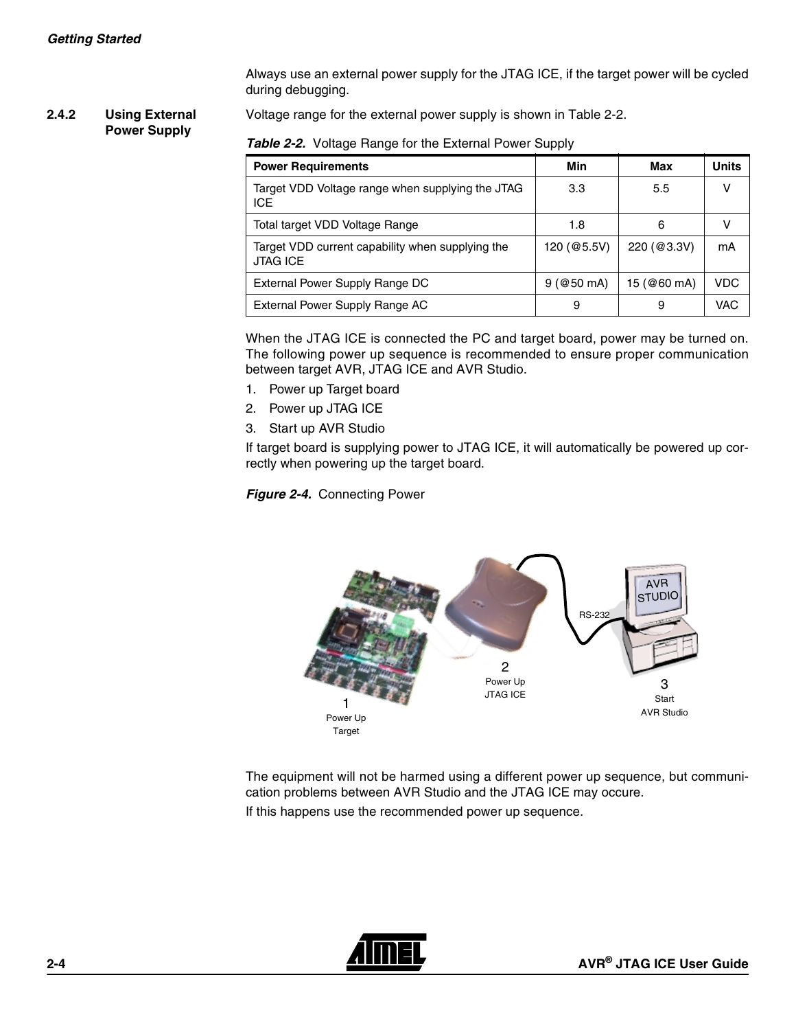Always use an external power supply for the JTAG ICE, if the target power will be cycled during debugging.

### 2.4.2 Using External Power Supply

Voltage range for the external power supply is shown in Table 2-2.

***Table 2-2.*** Voltage Range for the External Power Supply

| Power Requirements | Min | Max | Units |
|---|---|---|---|
| Target VDD Voltage range when supplying the JTAG ICE | 3.3 | 5.5 | V |
| Total target VDD Voltage Range | 1.8 | 6 | V |
| Target VDD current capability when supplying the JTAG ICE | 120 (@5.5V) | 220 (@3.3V) | mA |
| External Power Supply Range DC | 9 (@50 mA) | 15 (@60 mA) | VDC |
| External Power Supply Range AC | 9 | 9 | VAC |

When the JTAG ICE is connected the PC and target board, power may be turned on. The following power up sequence is recommended to ensure proper communication between target AVR, JTAG ICE and AVR Studio.

1. Power up Target board
2. Power up JTAG ICE
3. Start up AVR Studio

If target board is supplying power to JTAG ICE, it will automatically be powered up correctly when powering up the target board.

***Figure 2-4.*** Connecting Power

The equipment will not be harmed using a different power up sequence, but communication problems between AVR Studio and the JTAG ICE may occure.

If this happens use the recommended power up sequence.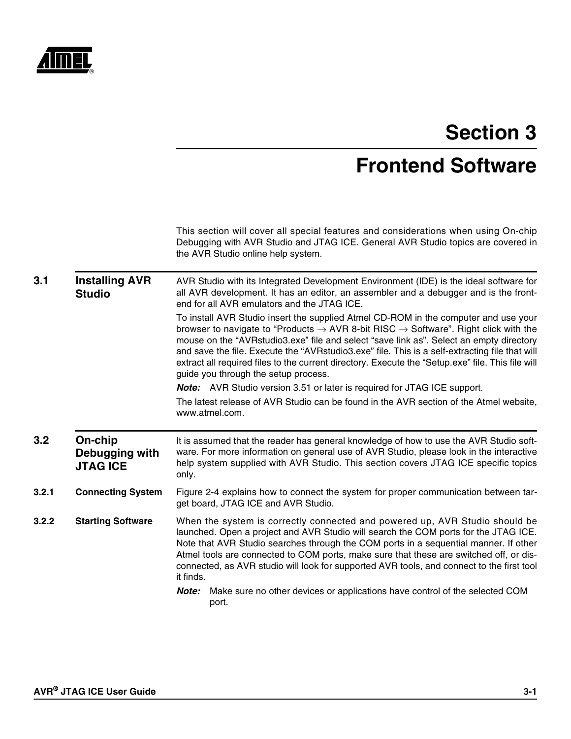# Section 3

# Frontend Software

This section will cover all special features and considerations when using On-chip Debugging with AVR Studio and JTAG ICE. General AVR Studio topics are covered in the AVR Studio online help system.

## 3.1 Installing AVR Studio

AVR Studio with its Integrated Development Environment (IDE) is the ideal software for all AVR development. It has an editor, an assembler and a debugger and is the front-end for all AVR emulators and the JTAG ICE.

To install AVR Studio insert the supplied Atmel CD-ROM in the computer and use your browser to navigate to "Products → AVR 8-bit RISC → Software". Right click with the mouse on the "AVRstudio3.exe" file and select "save link as". Select an empty directory and save the file. Execute the "AVRstudio3.exe" file. This is a self-extracting file that will extract all required files to the current directory. Execute the "Setup.exe" file. This file will guide you through the setup process.

***Note:*** AVR Studio version 3.51 or later is required for JTAG ICE support.

The latest release of AVR Studio can be found in the AVR section of the Atmel website, www.atmel.com.

## 3.2 On-chip Debugging with JTAG ICE

It is assumed that the reader has general knowledge of how to use the AVR Studio software. For more information on general use of AVR Studio, please look in the interactive help system supplied with AVR Studio. This section covers JTAG ICE specific topics only.

### 3.2.1 Connecting System

Figure 2-4 explains how to connect the system for proper communication between target board, JTAG ICE and AVR Studio.

### 3.2.2 Starting Software

When the system is correctly connected and powered up, AVR Studio should be launched. Open a project and AVR Studio will search the COM ports for the JTAG ICE. Note that AVR Studio searches through the COM ports in a sequential manner. If other Atmel tools are connected to COM ports, make sure that these are switched off, or disconnected, as AVR studio will look for supported AVR tools, and connect to the first tool it finds.

***Note:*** Make sure no other devices or applications have control of the selected COM port.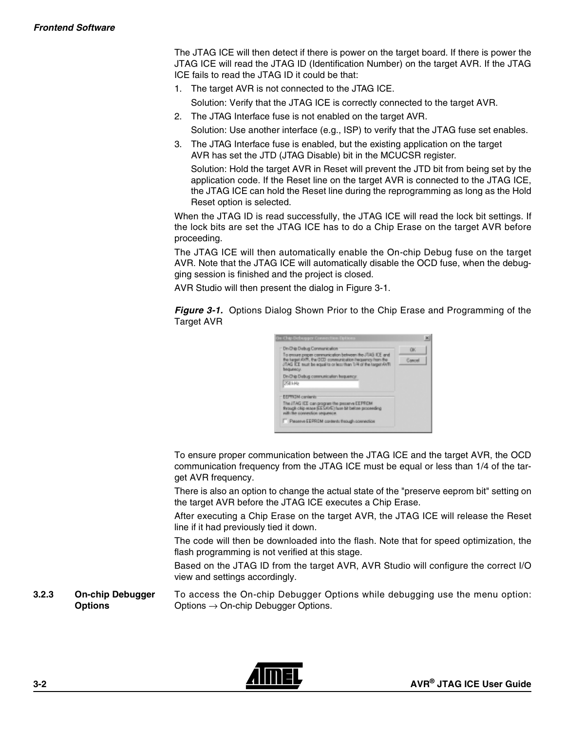The JTAG ICE will then detect if there is power on the target board. If there is power the JTAG ICE will read the JTAG ID (Identification Number) on the target AVR. If the JTAG ICE fails to read the JTAG ID it could be that:

1. The target AVR is not connected to the JTAG ICE.

   Solution: Verify that the JTAG ICE is correctly connected to the target AVR.

2. The JTAG Interface fuse is not enabled on the target AVR.

   Solution: Use another interface (e.g., ISP) to verify that the JTAG fuse set enables.

3. The JTAG Interface fuse is enabled, but the existing application on the target AVR has set the JTD (JTAG Disable) bit in the MCUCSR register.

   Solution: Hold the target AVR in Reset will prevent the JTD bit from being set by the application code. If the Reset line on the target AVR is connected to the JTAG ICE, the JTAG ICE can hold the Reset line during the reprogramming as long as the Hold Reset option is selected.

When the JTAG ID is read successfully, the JTAG ICE will read the lock bit settings. If the lock bits are set the JTAG ICE has to do a Chip Erase on the target AVR before proceeding.

The JTAG ICE will then automatically enable the On-chip Debug fuse on the target AVR. Note that the JTAG ICE will automatically disable the OCD fuse, when the debugging session is finished and the project is closed.

AVR Studio will then present the dialog in Figure 3-1.

***Figure 3-1.*** Options Dialog Shown Prior to the Chip Erase and Programming of the Target AVR

To ensure proper communication between the JTAG ICE and the target AVR, the OCD communication frequency from the JTAG ICE must be equal or less than 1/4 of the target AVR frequency.

There is also an option to change the actual state of the "preserve eeprom bit" setting on the target AVR before the JTAG ICE executes a Chip Erase.

After executing a Chip Erase on the target AVR, the JTAG ICE will release the Reset line if it had previously tied it down.

The code will then be downloaded into the flash. Note that for speed optimization, the flash programming is not verified at this stage.

Based on the JTAG ID from the target AVR, AVR Studio will configure the correct I/O view and settings accordingly.

### 3.2.3 On-chip Debugger Options

To access the On-chip Debugger Options while debugging use the menu option: Options → On-chip Debugger Options.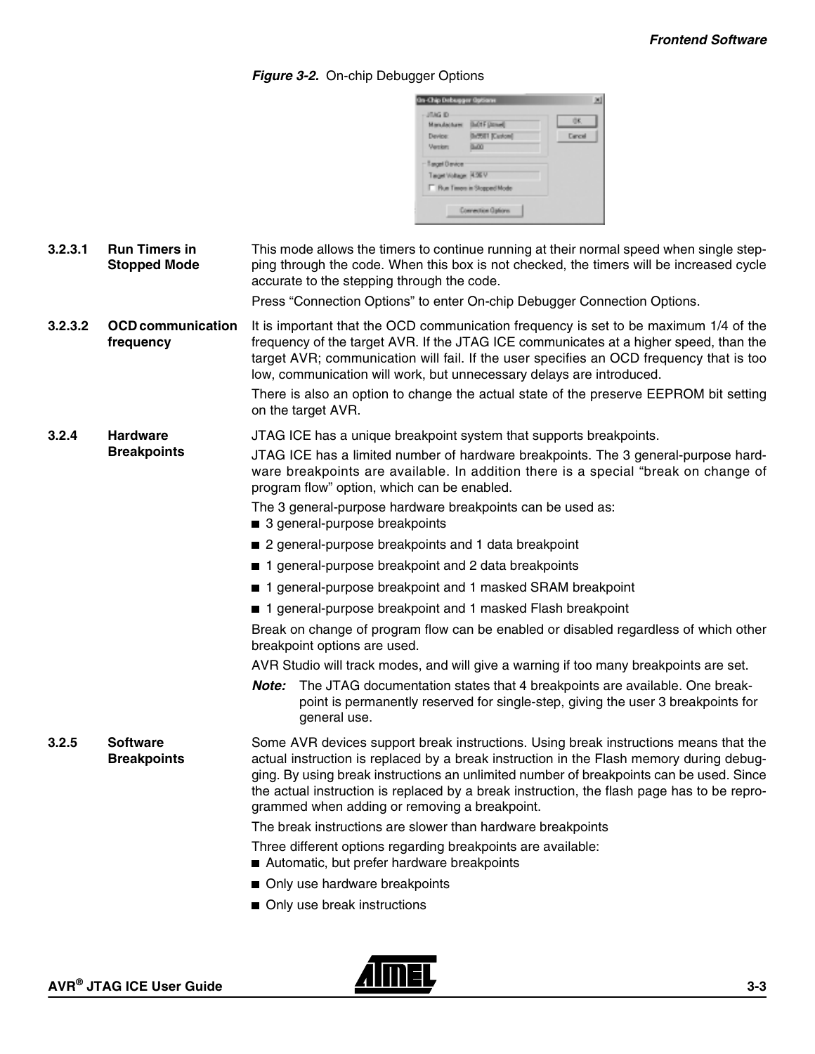*Figure 3-2.* On-chip Debugger Options

#### 3.2.3.1 Run Timers in Stopped Mode

This mode allows the timers to continue running at their normal speed when single stepping through the code. When this box is not checked, the timers will be increased cycle accurate to the stepping through the code.

Press "Connection Options" to enter On-chip Debugger Connection Options.

#### 3.2.3.2 OCD communication frequency

It is important that the OCD communication frequency is set to be maximum 1/4 of the frequency of the target AVR. If the JTAG ICE communicates at a higher speed, than the target AVR; communication will fail. If the user specifies an OCD frequency that is too low, communication will work, but unnecessary delays are introduced.

There is also an option to change the actual state of the preserve EEPROM bit setting on the target AVR.

### 3.2.4 Hardware Breakpoints

JTAG ICE has a unique breakpoint system that supports breakpoints.

JTAG ICE has a limited number of hardware breakpoints. The 3 general-purpose hardware breakpoints are available. In addition there is a special "break on change of program flow" option, which can be enabled.

The 3 general-purpose hardware breakpoints can be used as:

- 3 general-purpose breakpoints
- 2 general-purpose breakpoints and 1 data breakpoint
- 1 general-purpose breakpoint and 2 data breakpoints
- 1 general-purpose breakpoint and 1 masked SRAM breakpoint
- 1 general-purpose breakpoint and 1 masked Flash breakpoint

Break on change of program flow can be enabled or disabled regardless of which other breakpoint options are used.

AVR Studio will track modes, and will give a warning if too many breakpoints are set.

***Note:*** The JTAG documentation states that 4 breakpoints are available. One breakpoint is permanently reserved for single-step, giving the user 3 breakpoints for general use.

### 3.2.5 Software Breakpoints

Some AVR devices support break instructions. Using break instructions means that the actual instruction is replaced by a break instruction in the Flash memory during debugging. By using break instructions an unlimited number of breakpoints can be used. Since the actual instruction is replaced by a break instruction, the flash page has to be reprogrammed when adding or removing a breakpoint.

The break instructions are slower than hardware breakpoints

Three different options regarding breakpoints are available:

- Automatic, but prefer hardware breakpoints
- Only use hardware breakpoints
- Only use break instructions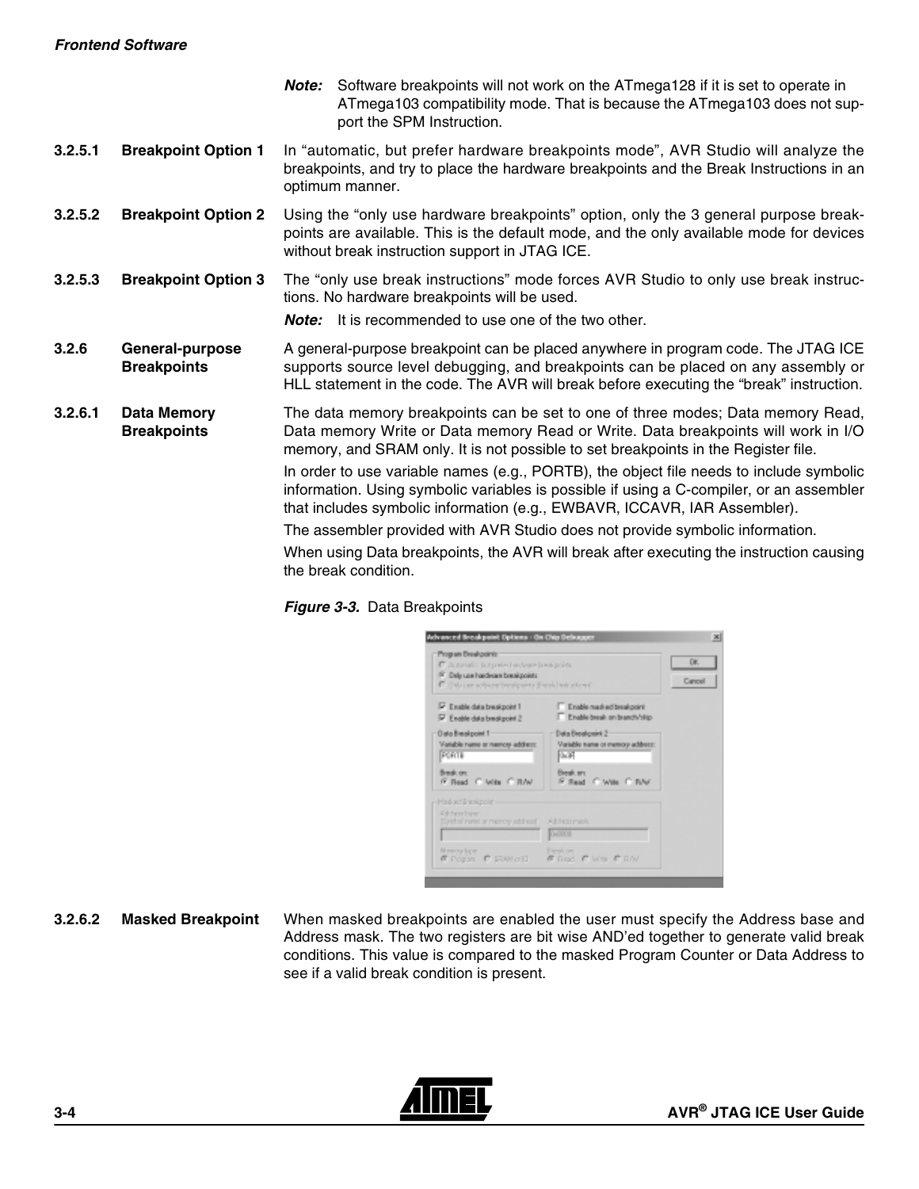**Note:** Software breakpoints will not work on the ATmega128 if it is set to operate in ATmega103 compatibility mode. That is because the ATmega103 does not support the SPM Instruction.

#### 3.2.5.1 Breakpoint Option 1

In "automatic, but prefer hardware breakpoints mode", AVR Studio will analyze the breakpoints, and try to place the hardware breakpoints and the Break Instructions in an optimum manner.

#### 3.2.5.2 Breakpoint Option 2

Using the "only use hardware breakpoints" option, only the 3 general purpose breakpoints are available. This is the default mode, and the only available mode for devices without break instruction support in JTAG ICE.

#### 3.2.5.3 Breakpoint Option 3

The "only use break instructions" mode forces AVR Studio to only use break instructions. No hardware breakpoints will be used.

**Note:** It is recommended to use one of the two other.

### 3.2.6 General-purpose Breakpoints

A general-purpose breakpoint can be placed anywhere in program code. The JTAG ICE supports source level debugging, and breakpoints can be placed on any assembly or HLL statement in the code. The AVR will break before executing the "break" instruction.

#### 3.2.6.1 Data Memory Breakpoints

The data memory breakpoints can be set to one of three modes; Data memory Read, Data memory Write or Data memory Read or Write. Data breakpoints will work in I/O memory, and SRAM only. It is not possible to set breakpoints in the Register file.

In order to use variable names (e.g., PORTB), the object file needs to include symbolic information. Using symbolic variables is possible if using a C-compiler, or an assembler that includes symbolic information (e.g., EWBAVR, ICCAVR, IAR Assembler).

The assembler provided with AVR Studio does not provide symbolic information.

When using Data breakpoints, the AVR will break after executing the instruction causing the break condition.

***Figure 3-3.*** Data Breakpoints

#### 3.2.6.2 Masked Breakpoint

When masked breakpoints are enabled the user must specify the Address base and Address mask. The two registers are bit wise AND'ed together to generate valid break conditions. This value is compared to the masked Program Counter or Data Address to see if a valid break condition is present.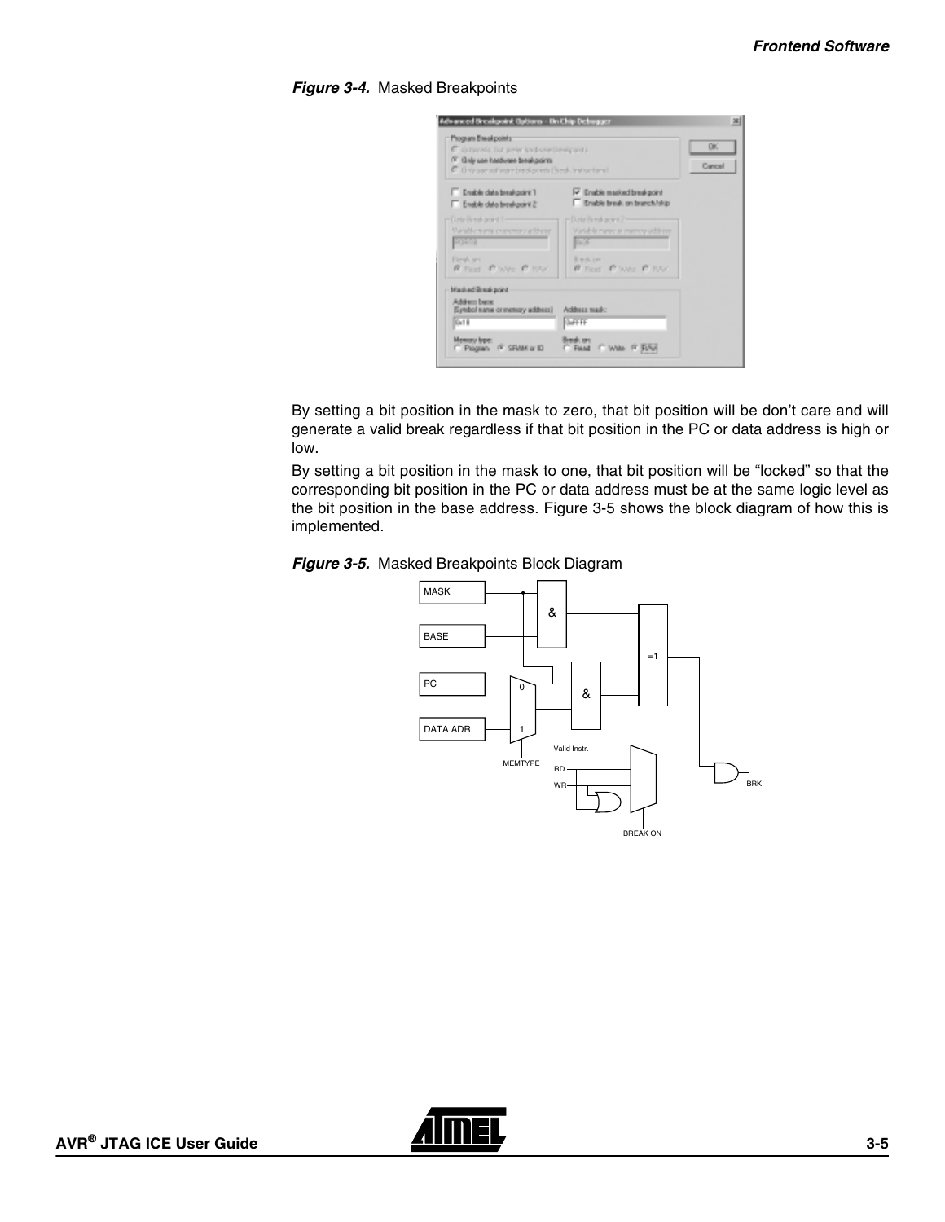**Figure 3-4.** Masked Breakpoints

By setting a bit position in the mask to zero, that bit position will be don't care and will generate a valid break regardless if that bit position in the PC or data address is high or low.

By setting a bit position in the mask to one, that bit position will be "locked" so that the corresponding bit position in the PC or data address must be at the same logic level as the bit position in the base address. Figure 3-5 shows the block diagram of how this is implemented.

**Figure 3-5.** Masked Breakpoints Block Diagram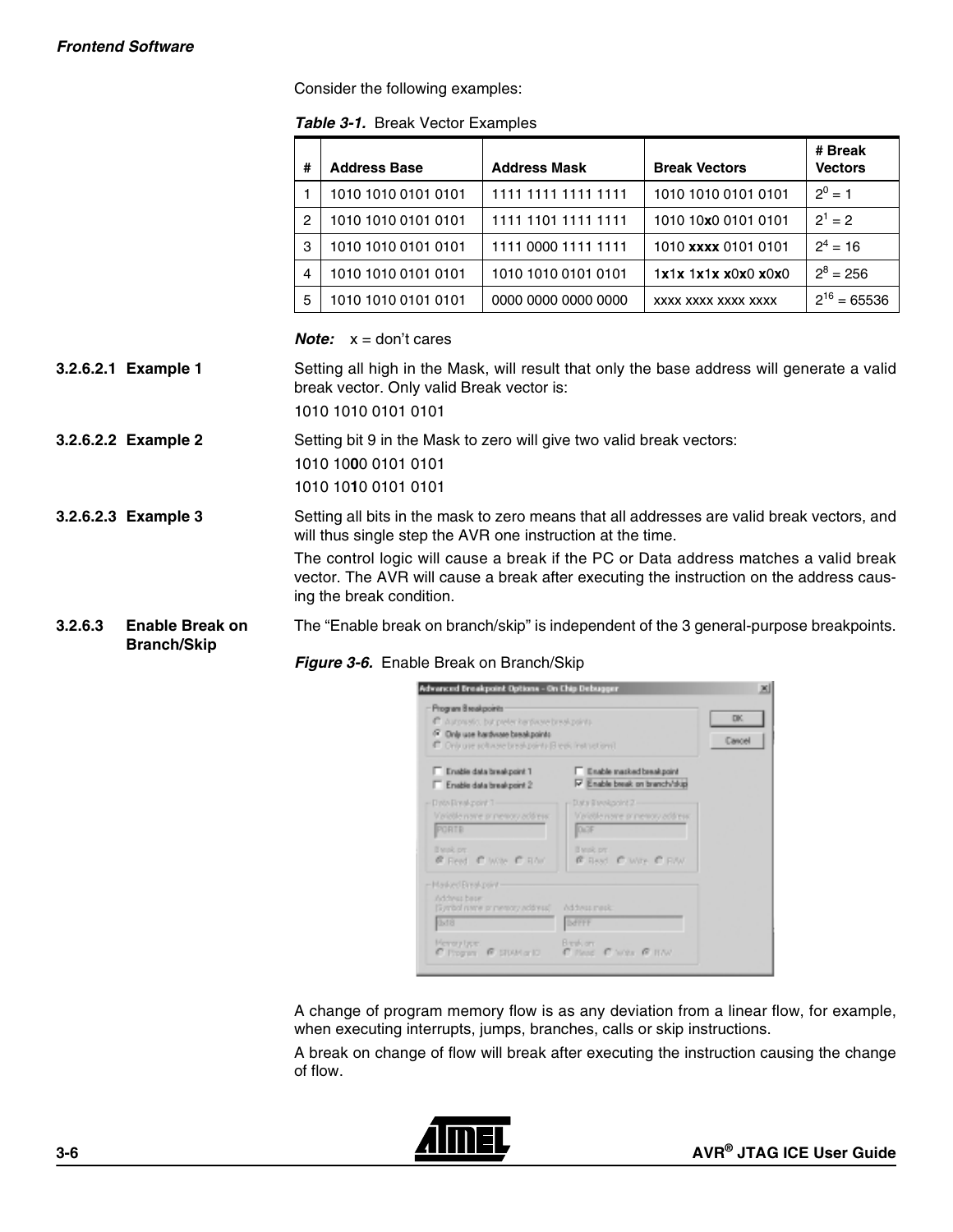Consider the following examples:

*Table 3-1.* Break Vector Examples

| # | Address Base | Address Mask | Break Vectors | # Break Vectors |
|---|---|---|---|---|
| 1 | 1010 1010 0101 0101 | 1111 1111 1111 1111 | 1010 1010 0101 0101 | $2^0 = 1$ |
| 2 | 1010 1010 0101 0101 | 1111 1101 1111 1111 | 1010 10**x**0 0101 0101 | $2^1 = 2$ |
| 3 | 1010 1010 0101 0101 | 1111 0000 1111 1111 | 1010 **xxxx** 0101 0101 | $2^4 = 16$ |
| 4 | 1010 1010 0101 0101 | 1010 1010 0101 0101 | 1**x**1**x** 1**x**1**x** **x**0**x**0 **x**0**x**0 | $2^8 = 256$ |
| 5 | 1010 1010 0101 0101 | 0000 0000 0000 0000 | xxxx xxxx xxxx xxxx | $2^{16} = 65536$ |

***Note:*** x = don't cares

#### 3.2.6.2.1 Example 1

Setting all high in the Mask, will result that only the base address will generate a valid break vector. Only valid Break vector is:

1010 1010 0101 0101

#### 3.2.6.2.2 Example 2

Setting bit 9 in the Mask to zero will give two valid break vectors:

1010 10**0**0 0101 0101

1010 10**1**0 0101 0101

#### 3.2.6.2.3 Example 3

Setting all bits in the mask to zero means that all addresses are valid break vectors, and will thus single step the AVR one instruction at the time.

The control logic will cause a break if the PC or Data address matches a valid break vector. The AVR will cause a break after executing the instruction on the address causing the break condition.

### 3.2.6.3 Enable Break on Branch/Skip

The "Enable break on branch/skip" is independent of the 3 general-purpose breakpoints.

*Figure 3-6.* Enable Break on Branch/Skip

A change of program memory flow is as any deviation from a linear flow, for example, when executing interrupts, jumps, branches, calls or skip instructions.

A break on change of flow will break after executing the instruction causing the change of flow.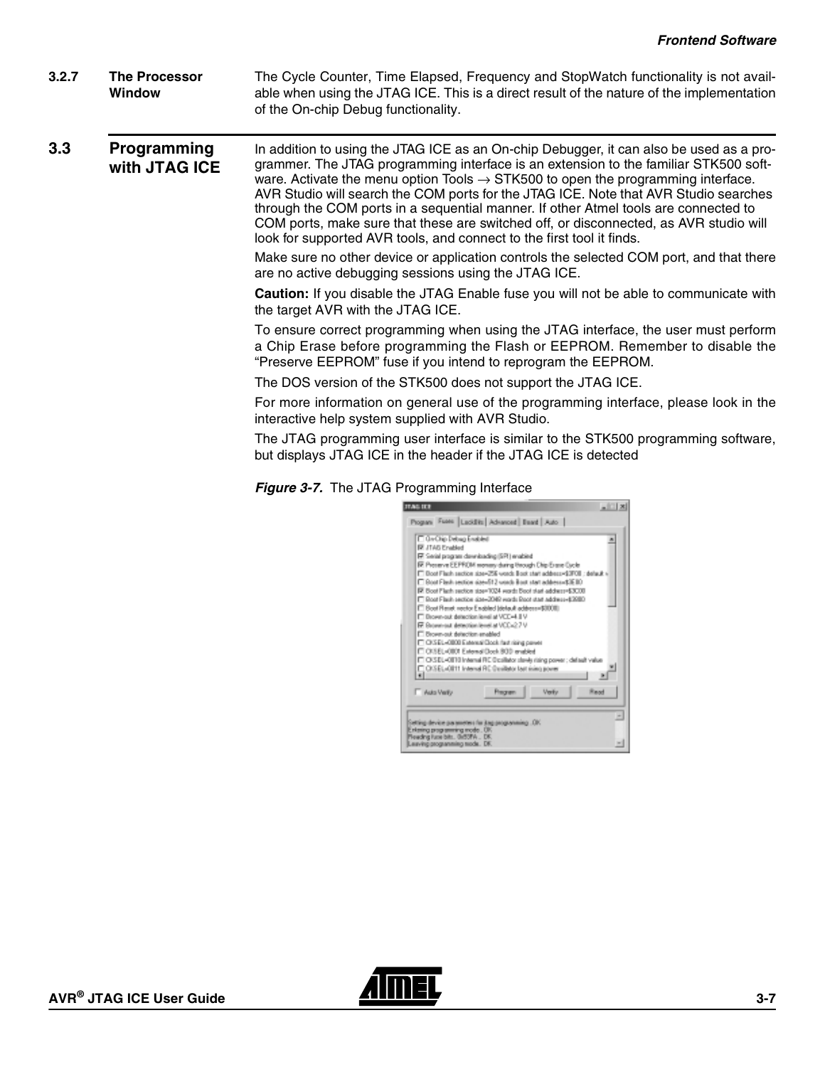### 3.2.7 The Processor Window

The Cycle Counter, Time Elapsed, Frequency and StopWatch functionality is not available when using the JTAG ICE. This is a direct result of the nature of the implementation of the On-chip Debug functionality.

## 3.3 Programming with JTAG ICE

In addition to using the JTAG ICE as an On-chip Debugger, it can also be used as a programmer. The JTAG programming interface is an extension to the familiar STK500 software. Activate the menu option Tools → STK500 to open the programming interface. AVR Studio will search the COM ports for the JTAG ICE. Note that AVR Studio searches through the COM ports in a sequential manner. If other Atmel tools are connected to COM ports, make sure that these are switched off, or disconnected, as AVR studio will look for supported AVR tools, and connect to the first tool it finds.

Make sure no other device or application controls the selected COM port, and that there are no active debugging sessions using the JTAG ICE.

**Caution:** If you disable the JTAG Enable fuse you will not be able to communicate with the target AVR with the JTAG ICE.

To ensure correct programming when using the JTAG interface, the user must perform a Chip Erase before programming the Flash or EEPROM. Remember to disable the "Preserve EEPROM" fuse if you intend to reprogram the EEPROM.

The DOS version of the STK500 does not support the JTAG ICE.

For more information on general use of the programming interface, please look in the interactive help system supplied with AVR Studio.

The JTAG programming user interface is similar to the STK500 programming software, but displays JTAG ICE in the header if the JTAG ICE is detected

***Figure 3-7.*** The JTAG Programming Interface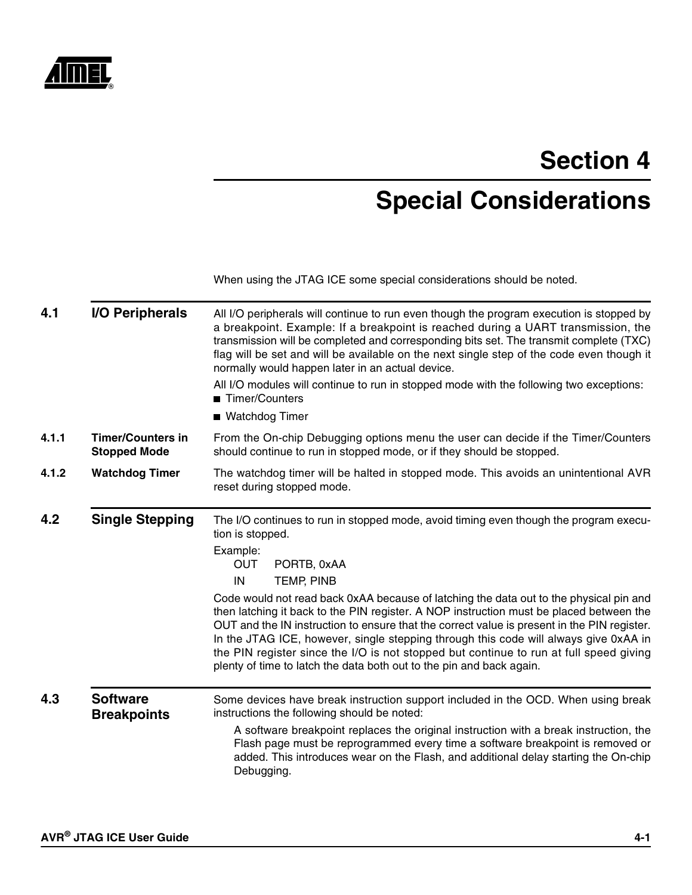# Section 4

# Special Considerations

When using the JTAG ICE some special considerations should be noted.

## 4.1 I/O Peripherals

All I/O peripherals will continue to run even though the program execution is stopped by a breakpoint. Example: If a breakpoint is reached during a UART transmission, the transmission will be completed and corresponding bits set. The transmit complete (TXC) flag will be set and will be available on the next single step of the code even though it normally would happen later in an actual device.

All I/O modules will continue to run in stopped mode with the following two exceptions:

- Timer/Counters
- Watchdog Timer

### 4.1.1 Timer/Counters in Stopped Mode

From the On-chip Debugging options menu the user can decide if the Timer/Counters should continue to run in stopped mode, or if they should be stopped.

### 4.1.2 Watchdog Timer

The watchdog timer will be halted in stopped mode. This avoids an unintentional AVR reset during stopped mode.

## 4.2 Single Stepping

The I/O continues to run in stopped mode, avoid timing even though the program execution is stopped.

Example:

```
OUT    PORTB, 0xAA
IN     TEMP, PINB
```

Code would not read back 0xAA because of latching the data out to the physical pin and then latching it back to the PIN register. A NOP instruction must be placed between the OUT and the IN instruction to ensure that the correct value is present in the PIN register. In the JTAG ICE, however, single stepping through this code will always give 0xAA in the PIN register since the I/O is not stopped but continue to run at full speed giving plenty of time to latch the data both out to the pin and back again.

## 4.3 Software Breakpoints

Some devices have break instruction support included in the OCD. When using break instructions the following should be noted:

A software breakpoint replaces the original instruction with a break instruction, the Flash page must be reprogrammed every time a software breakpoint is removed or added. This introduces wear on the Flash, and additional delay starting the On-chip Debugging.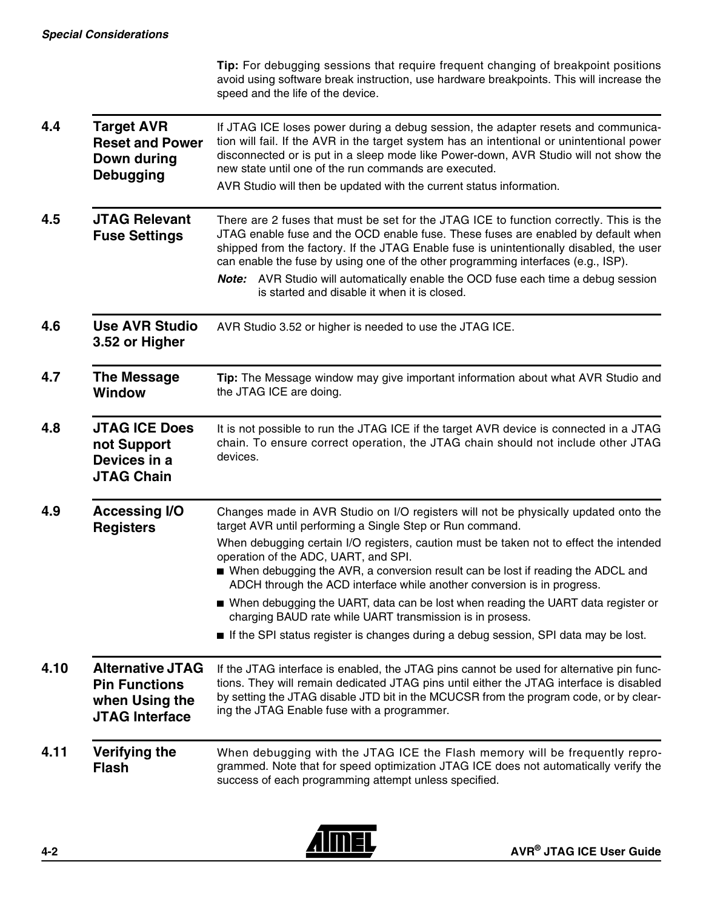**Tip:** For debugging sessions that require frequent changing of breakpoint positions avoid using software break instruction, use hardware breakpoints. This will increase the speed and the life of the device.

## 4.4 Target AVR Reset and Power Down during Debugging

If JTAG ICE loses power during a debug session, the adapter resets and communication will fail. If the AVR in the target system has an intentional or unintentional power disconnected or is put in a sleep mode like Power-down, AVR Studio will not show the new state until one of the run commands are executed.

AVR Studio will then be updated with the current status information.

## 4.5 JTAG Relevant Fuse Settings

There are 2 fuses that must be set for the JTAG ICE to function correctly. This is the JTAG enable fuse and the OCD enable fuse. These fuses are enabled by default when shipped from the factory. If the JTAG Enable fuse is unintentionally disabled, the user can enable the fuse by using one of the other programming interfaces (e.g., ISP).

***Note:*** AVR Studio will automatically enable the OCD fuse each time a debug session is started and disable it when it is closed.

## 4.6 Use AVR Studio 3.52 or Higher

AVR Studio 3.52 or higher is needed to use the JTAG ICE.

## 4.7 The Message Window

**Tip:** The Message window may give important information about what AVR Studio and the JTAG ICE are doing.

## 4.8 JTAG ICE Does not Support Devices in a JTAG Chain

It is not possible to run the JTAG ICE if the target AVR device is connected in a JTAG chain. To ensure correct operation, the JTAG chain should not include other JTAG devices.

## 4.9 Accessing I/O Registers

Changes made in AVR Studio on I/O registers will not be physically updated onto the target AVR until performing a Single Step or Run command.

When debugging certain I/O registers, caution must be taken not to effect the intended operation of the ADC, UART, and SPI.

- When debugging the AVR, a conversion result can be lost if reading the ADCL and ADCH through the ACD interface while another conversion is in progress.
- When debugging the UART, data can be lost when reading the UART data register or charging BAUD rate while UART transmission is in prosess.
- If the SPI status register is changes during a debug session, SPI data may be lost.

## 4.10 Alternative JTAG Pin Functions when Using the JTAG Interface

If the JTAG interface is enabled, the JTAG pins cannot be used for alternative pin functions. They will remain dedicated JTAG pins until either the JTAG interface is disabled by setting the JTAG disable JTD bit in the MCUCSR from the program code, or by clearing the JTAG Enable fuse with a programmer.

## 4.11 Verifying the Flash

When debugging with the JTAG ICE the Flash memory will be frequently reprogrammed. Note that for speed optimization JTAG ICE does not automatically verify the success of each programming attempt unless specified.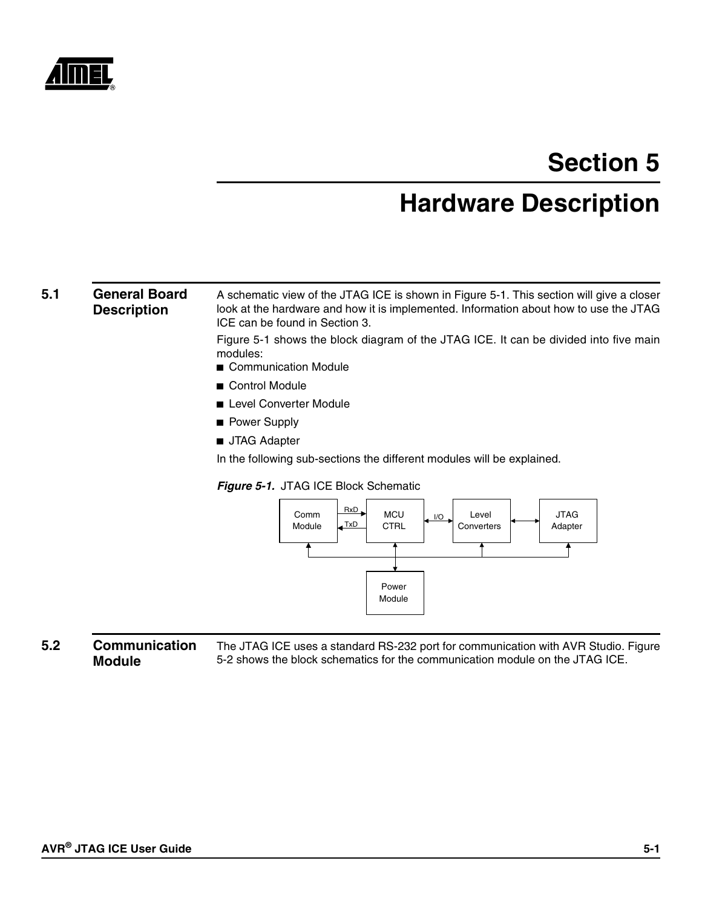# Section 5

# Hardware Description

## 5.1 General Board Description

A schematic view of the JTAG ICE is shown in Figure 5-1. This section will give a closer look at the hardware and how it is implemented. Information about how to use the JTAG ICE can be found in Section 3.

Figure 5-1 shows the block diagram of the JTAG ICE. It can be divided into five main modules:

- Communication Module
- Control Module
- Level Converter Module
- Power Supply
- JTAG Adapter

In the following sub-sections the different modules will be explained.

***Figure 5-1.*** JTAG ICE Block Schematic

## 5.2 Communication Module

The JTAG ICE uses a standard RS-232 port for communication with AVR Studio. Figure 5-2 shows the block schematics for the communication module on the JTAG ICE.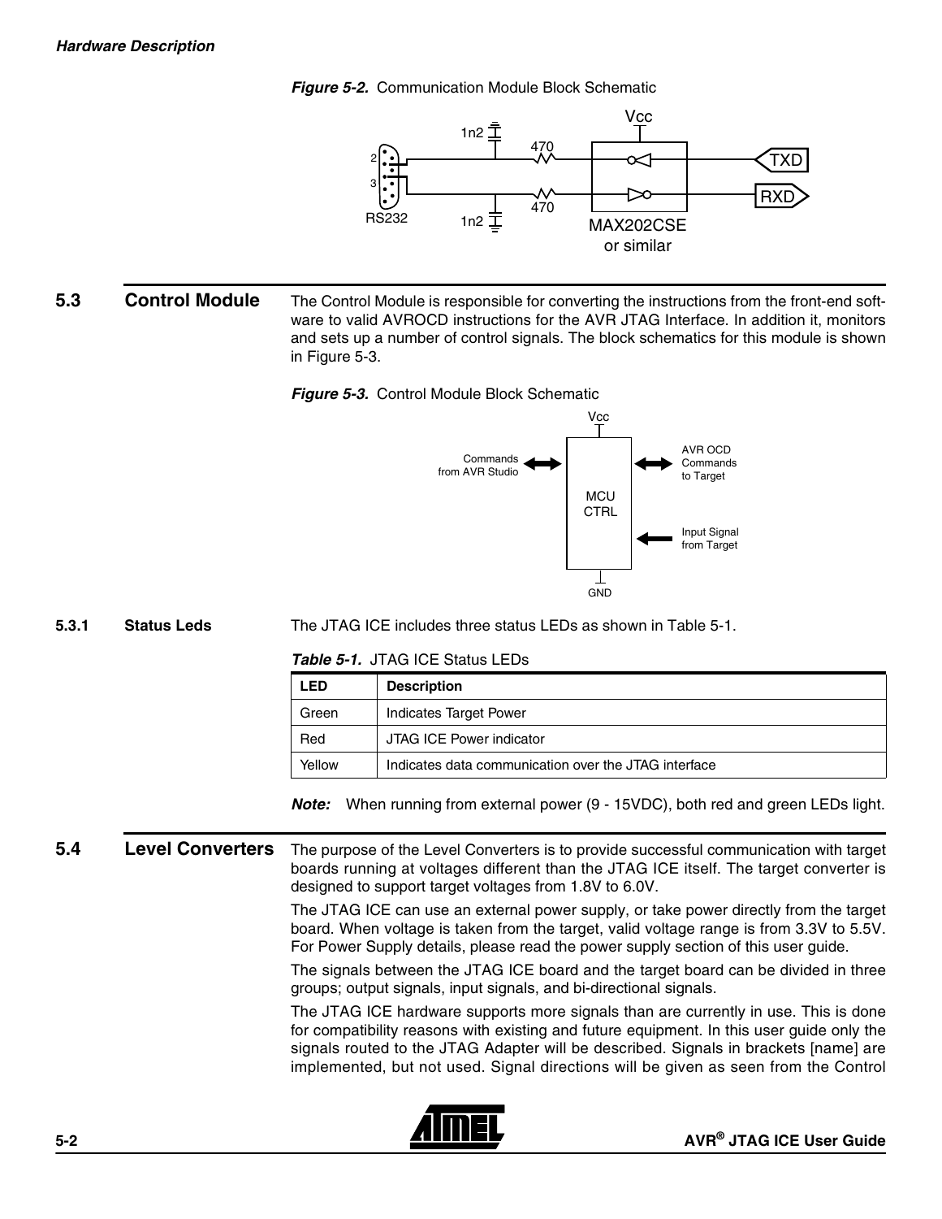*Figure 5-2.* Communication Module Block Schematic

## 5.3 Control Module

The Control Module is responsible for converting the instructions from the front-end software to valid AVROCD instructions for the AVR JTAG Interface. In addition it, monitors and sets up a number of control signals. The block schematics for this module is shown in Figure 5-3.

*Figure 5-3.* Control Module Block Schematic

### 5.3.1 Status Leds

The JTAG ICE includes three status LEDs as shown in Table 5-1.

*Table 5-1.* JTAG ICE Status LEDs

| LED | Description |
|---|---|
| Green | Indicates Target Power |
| Red | JTAG ICE Power indicator |
| Yellow | Indicates data communication over the JTAG interface |

***Note:*** When running from external power (9 - 15VDC), both red and green LEDs light.

## 5.4 Level Converters

The purpose of the Level Converters is to provide successful communication with target boards running at voltages different than the JTAG ICE itself. The target converter is designed to support target voltages from 1.8V to 6.0V.

The JTAG ICE can use an external power supply, or take power directly from the target board. When voltage is taken from the target, valid voltage range is from 3.3V to 5.5V. For Power Supply details, please read the power supply section of this user guide.

The signals between the JTAG ICE board and the target board can be divided in three groups; output signals, input signals, and bi-directional signals.

The JTAG ICE hardware supports more signals than are currently in use. This is done for compatibility reasons with existing and future equipment. In this user guide only the signals routed to the JTAG Adapter will be described. Signals in brackets [name] are implemented, but not used. Signal directions will be given as seen from the Control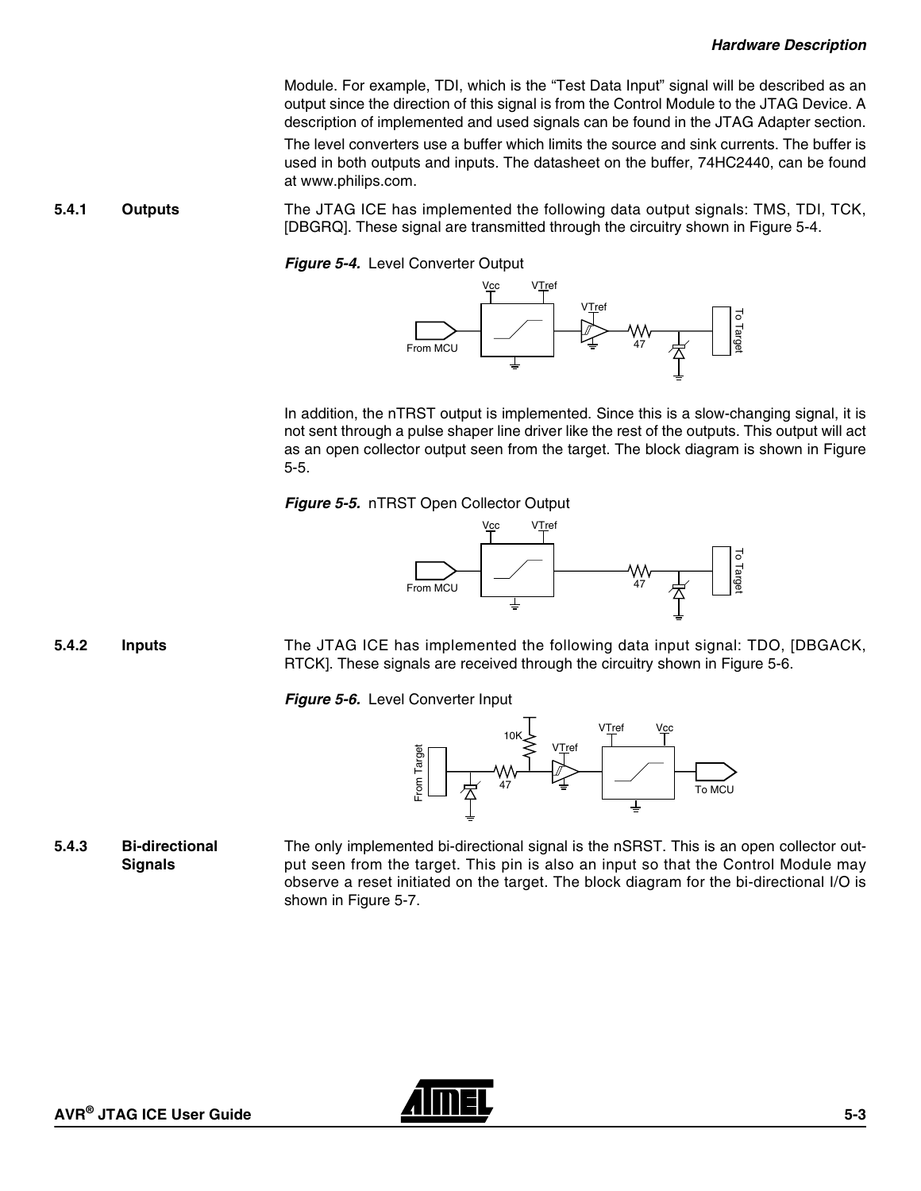Module. For example, TDI, which is the "Test Data Input" signal will be described as an output since the direction of this signal is from the Control Module to the JTAG Device. A description of implemented and used signals can be found in the JTAG Adapter section.

The level converters use a buffer which limits the source and sink currents. The buffer is used in both outputs and inputs. The datasheet on the buffer, 74HC2440, can be found at www.philips.com.

### 5.4.1 Outputs

The JTAG ICE has implemented the following data output signals: TMS, TDI, TCK, [DBGRQ]. These signal are transmitted through the circuitry shown in Figure 5-4.

***Figure 5-4.*** Level Converter Output

In addition, the nTRST output is implemented. Since this is a slow-changing signal, it is not sent through a pulse shaper line driver like the rest of the outputs. This output will act as an open collector output seen from the target. The block diagram is shown in Figure 5-5.

***Figure 5-5.*** nTRST Open Collector Output

### 5.4.2 Inputs

The JTAG ICE has implemented the following data input signal: TDO, [DBGACK, RTCK]. These signals are received through the circuitry shown in Figure 5-6.

***Figure 5-6.*** Level Converter Input

### 5.4.3 Bi-directional Signals

The only implemented bi-directional signal is the nSRST. This is an open collector output seen from the target. This pin is also an input so that the Control Module may observe a reset initiated on the target. The block diagram for the bi-directional I/O is shown in Figure 5-7.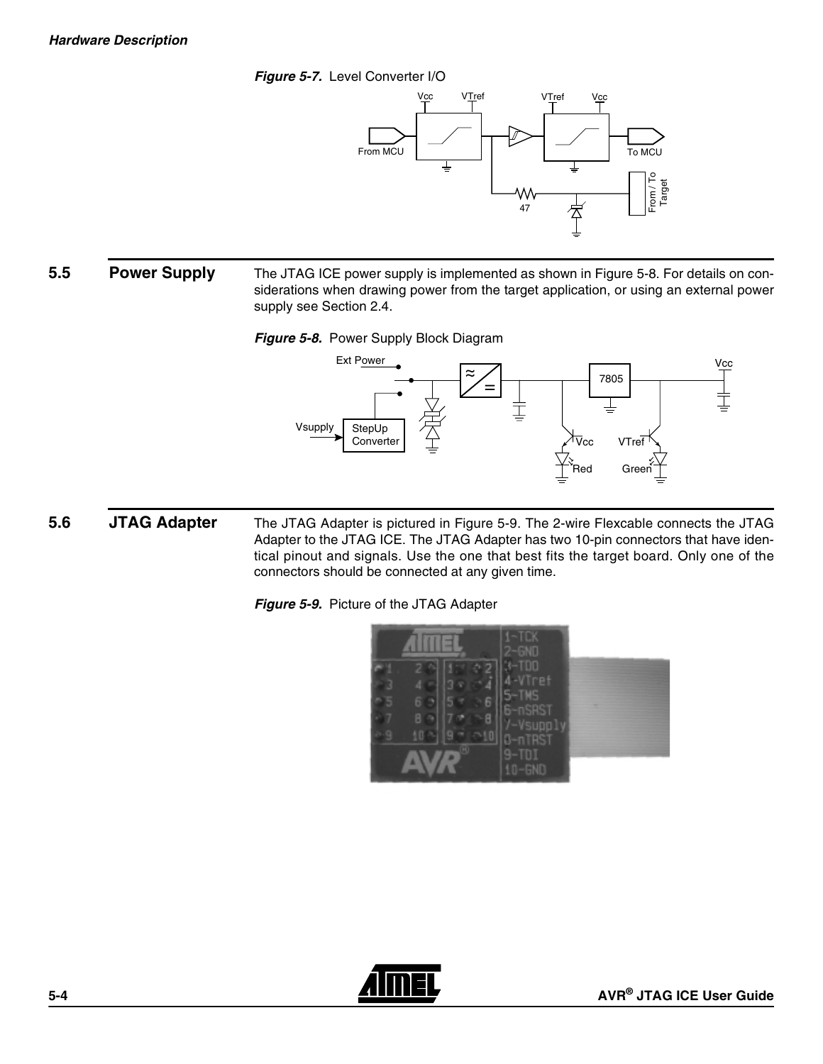*Figure 5-7.* Level Converter I/O

## 5.5 Power Supply

The JTAG ICE power supply is implemented as shown in Figure 5-8. For details on considerations when drawing power from the target application, or using an external power supply see Section 2.4.

*Figure 5-8.* Power Supply Block Diagram

## 5.6 JTAG Adapter

The JTAG Adapter is pictured in Figure 5-9. The 2-wire Flexcable connects the JTAG Adapter to the JTAG ICE. The JTAG Adapter has two 10-pin connectors that have identical pinout and signals. Use the one that best fits the target board. Only one of the connectors should be connected at any given time.

*Figure 5-9.* Picture of the JTAG Adapter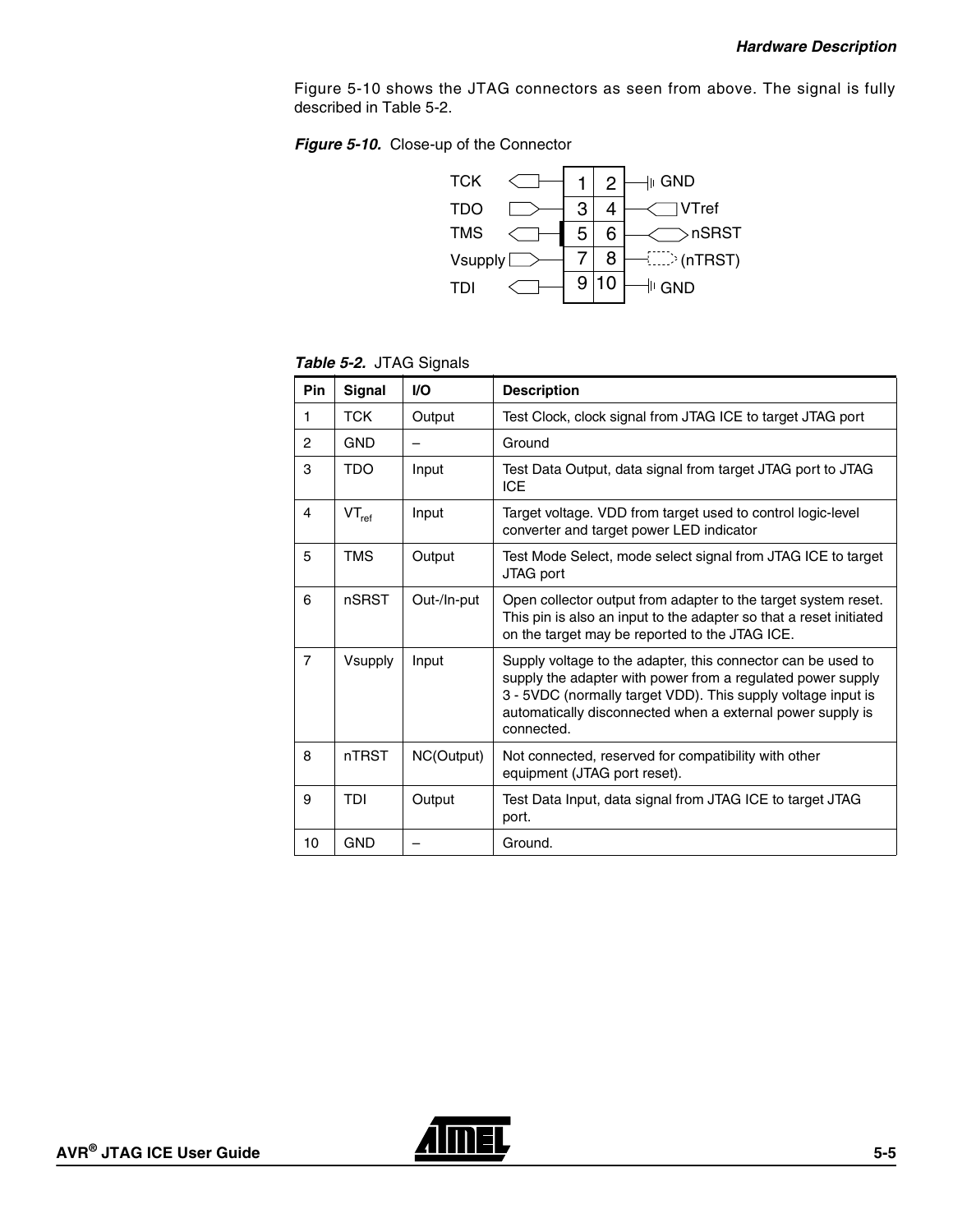Figure 5-10 shows the JTAG connectors as seen from above. The signal is fully described in Table 5-2.

***Figure 5-10.*** Close-up of the Connector

| Signal | Pin | Pin | Signal |
|---|---|---|---|
| TCK | 1 | 2 | GND |
| TDO | 3 | 4 | VTref |
| TMS | 5 | 6 | nSRST |
| Vsupply | 7 | 8 | (nTRST) |
| TDI | 9 | 10 | GND |

***Table 5-2.*** JTAG Signals

| Pin | Signal | I/O | Description |
|---|---|---|---|
| 1 | TCK | Output | Test Clock, clock signal from JTAG ICE to target JTAG port |
| 2 | GND | – | Ground |
| 3 | TDO | Input | Test Data Output, data signal from target JTAG port to JTAG ICE |
| 4 | $VT_{ref}$ | Input | Target voltage. VDD from target used to control logic-level converter and target power LED indicator |
| 5 | TMS | Output | Test Mode Select, mode select signal from JTAG ICE to target JTAG port |
| 6 | nSRST | Out-/In-put | Open collector output from adapter to the target system reset. This pin is also an input to the adapter so that a reset initiated on the target may be reported to the JTAG ICE. |
| 7 | Vsupply | Input | Supply voltage to the adapter, this connector can be used to supply the adapter with power from a regulated power supply 3 - 5VDC (normally target VDD). This supply voltage input is automatically disconnected when a external power supply is connected. |
| 8 | nTRST | NC(Output) | Not connected, reserved for compatibility with other equipment (JTAG port reset). |
| 9 | TDI | Output | Test Data Input, data signal from JTAG ICE to target JTAG port. |
| 10 | GND | – | Ground. |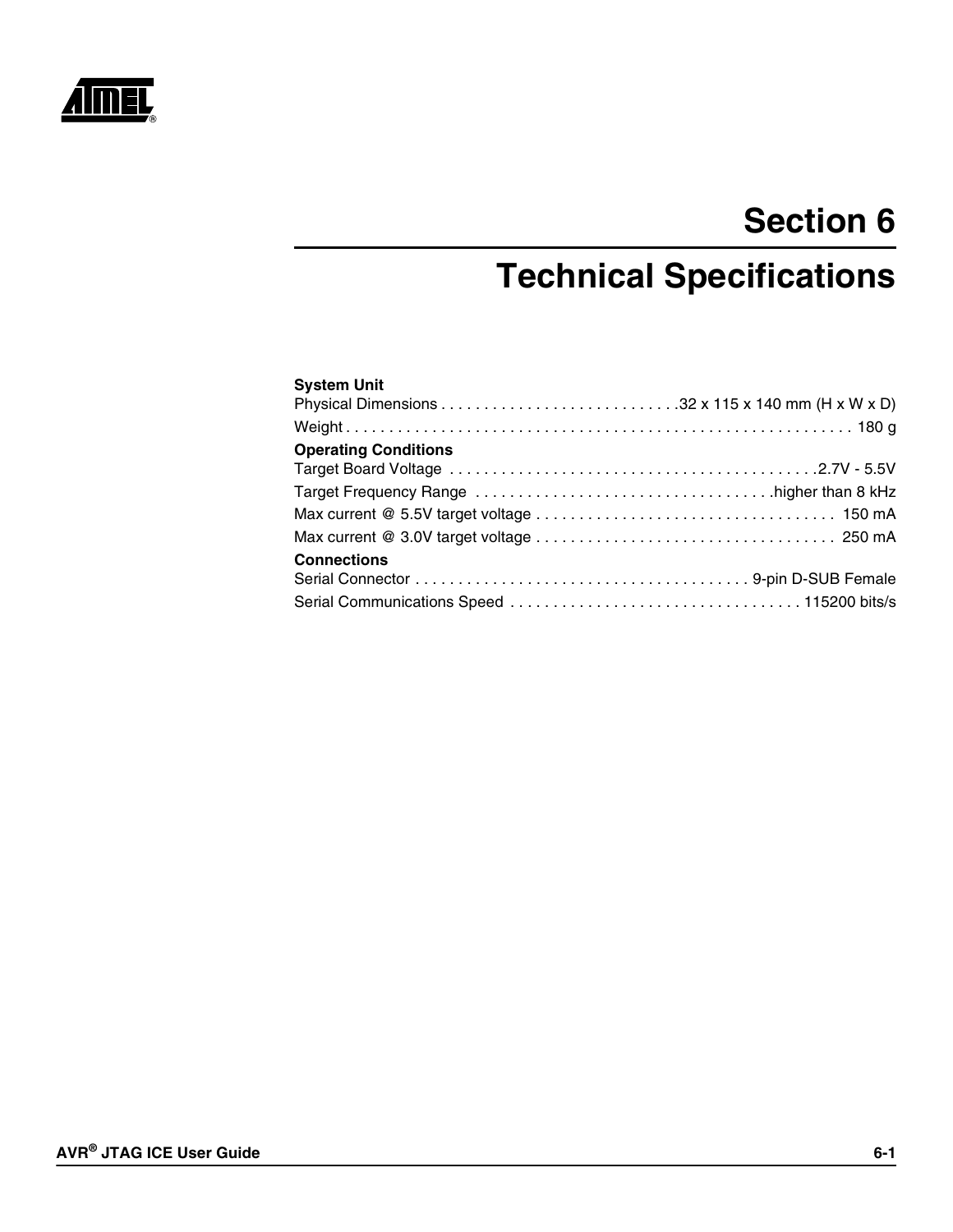# Section 6

# Technical Specifications

**System Unit**

Physical Dimensions . . . . . . . . . . . . . . . . . . . . . . . . . . .32 x 115 x 140 mm (H x W x D)

Weight . . . . . . . . . . . . . . . . . . . . . . . . . . . . . . . . . . . . . . . . . . . . . . . . . . . . . . . . . 180 g

**Operating Conditions**

Target Board Voltage . . . . . . . . . . . . . . . . . . . . . . . . . . . . . . . . . . . . . . . . . .2.7V - 5.5V

Target Frequency Range . . . . . . . . . . . . . . . . . . . . . . . . . . . . . . . . . .higher than 8 kHz

Max current @ 5.5V target voltage . . . . . . . . . . . . . . . . . . . . . . . . . . . . . . . . . . . 150 mA

Max current @ 3.0V target voltage . . . . . . . . . . . . . . . . . . . . . . . . . . . . . . . . . . . 250 mA

**Connections**

Serial Connector . . . . . . . . . . . . . . . . . . . . . . . . . . . . . . . . . . . . . . 9-pin D-SUB Female

Serial Communications Speed . . . . . . . . . . . . . . . . . . . . . . . . . . . . . . . . . 115200 bits/s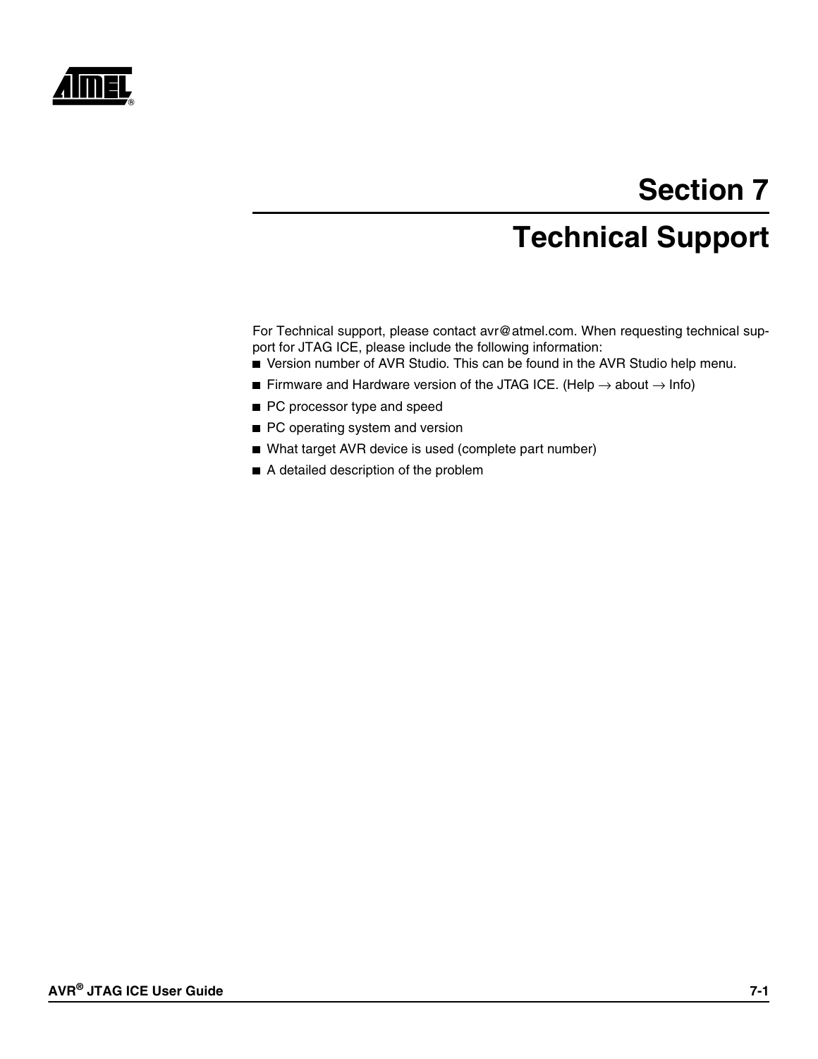# Section 7

## Technical Support

For Technical support, please contact avr@atmel.com. When requesting technical support for JTAG ICE, please include the following information:

- Version number of AVR Studio. This can be found in the AVR Studio help menu.
- Firmware and Hardware version of the JTAG ICE. (Help → about → Info)
- PC processor type and speed
- PC operating system and version
- What target AVR device is used (complete part number)
- A detailed description of the problem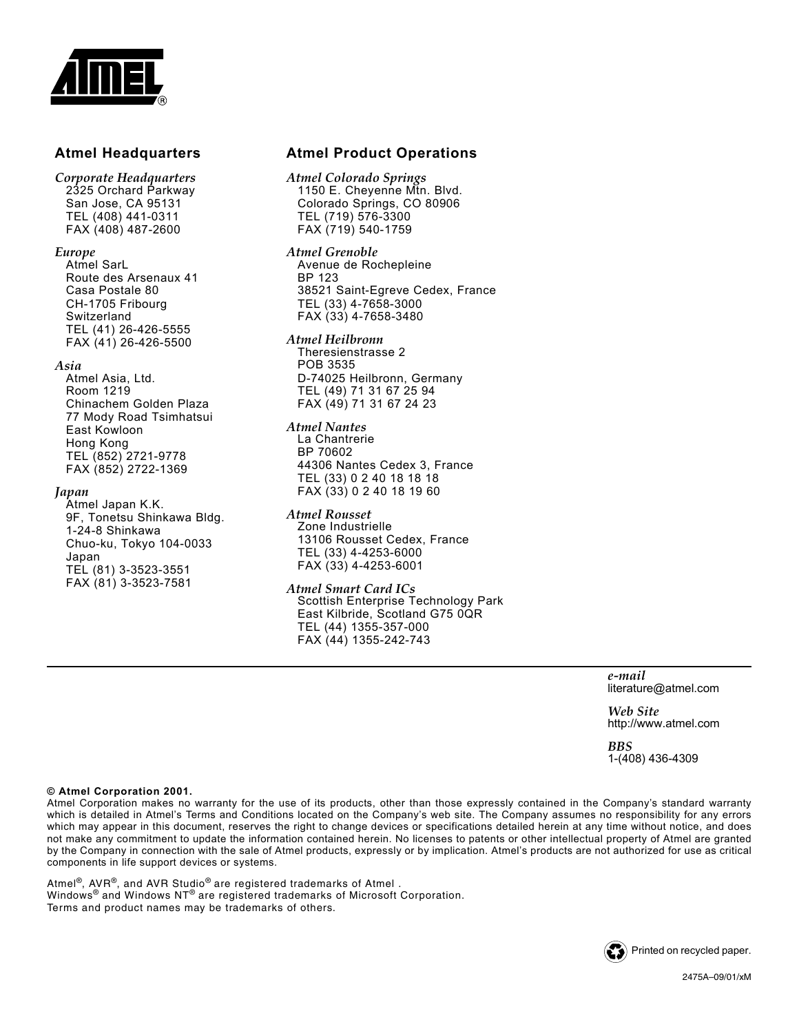## Atmel Headquarters

*Corporate Headquarters*
2325 Orchard Parkway
San Jose, CA 95131
TEL (408) 441-0311
FAX (408) 487-2600

*Europe*
Atmel SarL
Route des Arsenaux 41
Casa Postale 80
CH-1705 Fribourg
Switzerland
TEL (41) 26-426-5555
FAX (41) 26-426-5500

*Asia*
Atmel Asia, Ltd.
Room 1219
Chinachem Golden Plaza
77 Mody Road Tsimhatsui
East Kowloon
Hong Kong
TEL (852) 2721-9778
FAX (852) 2722-1369

*Japan*
Atmel Japan K.K.
9F, Tonetsu Shinkawa Bldg.
1-24-8 Shinkawa
Chuo-ku, Tokyo 104-0033
Japan
TEL (81) 3-3523-3551
FAX (81) 3-3523-7581

## Atmel Product Operations

*Atmel Colorado Springs*
1150 E. Cheyenne Mtn. Blvd.
Colorado Springs, CO 80906
TEL (719) 576-3300
FAX (719) 540-1759

*Atmel Grenoble*
Avenue de Rochepleine
BP 123
38521 Saint-Egreve Cedex, France
TEL (33) 4-7658-3000
FAX (33) 4-7658-3480

*Atmel Heilbronn*
Theresienstrasse 2
POB 3535
D-74025 Heilbronn, Germany
TEL (49) 71 31 67 25 94
FAX (49) 71 31 67 24 23

*Atmel Nantes*
La Chantrerie
BP 70602
44306 Nantes Cedex 3, France
TEL (33) 0 2 40 18 18 18
FAX (33) 0 2 40 18 19 60

*Atmel Rousset*
Zone Industrielle
13106 Rousset Cedex, France
TEL (33) 4-4253-6000
FAX (33) 4-4253-6001

*Atmel Smart Card ICs*
Scottish Enterprise Technology Park
East Kilbride, Scotland G75 0QR
TEL (44) 1355-357-000
FAX (44) 1355-242-743

---

*e-mail*
literature@atmel.com

*Web Site*
http://www.atmel.com

*BBS*
1-(408) 436-4309

**© Atmel Corporation 2001.**
Atmel Corporation makes no warranty for the use of its products, other than those expressly contained in the Company's standard warranty which is detailed in Atmel's Terms and Conditions located on the Company's web site. The Company assumes no responsibility for any errors which may appear in this document, reserves the right to change devices or specifications detailed herein at any time without notice, and does not make any commitment to update the information contained herein. No licenses to patents or other intellectual property of Atmel are granted by the Company in connection with the sale of Atmel products, expressly or by implication. Atmel's products are not authorized for use as critical components in life support devices or systems.

Atmel®, AVR®, and AVR Studio® are registered trademarks of Atmel .
Windows® and Windows NT® are registered trademarks of Microsoft Corporation.
Terms and product names may be trademarks of others.

Printed on recycled paper.

2475A–09/01/xM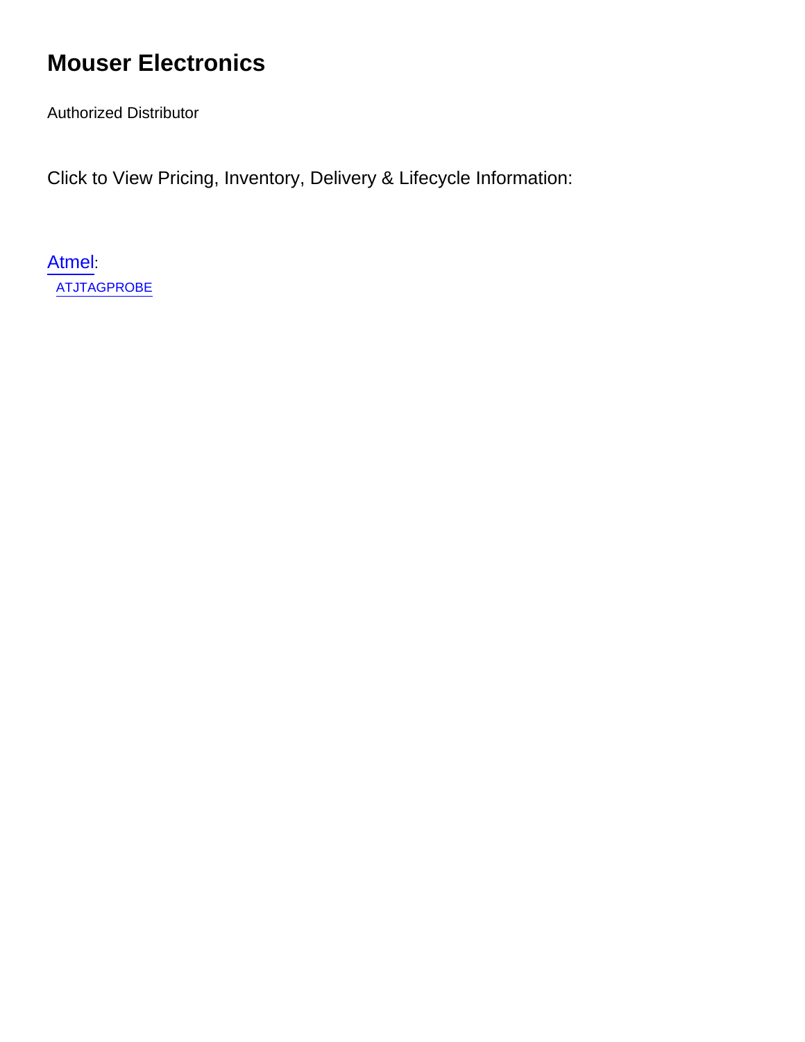# Mouser Electronics

Authorized Distributor

Click to View Pricing, Inventory, Delivery & Lifecycle Information:

Atmel:

ATJTAGPROBE